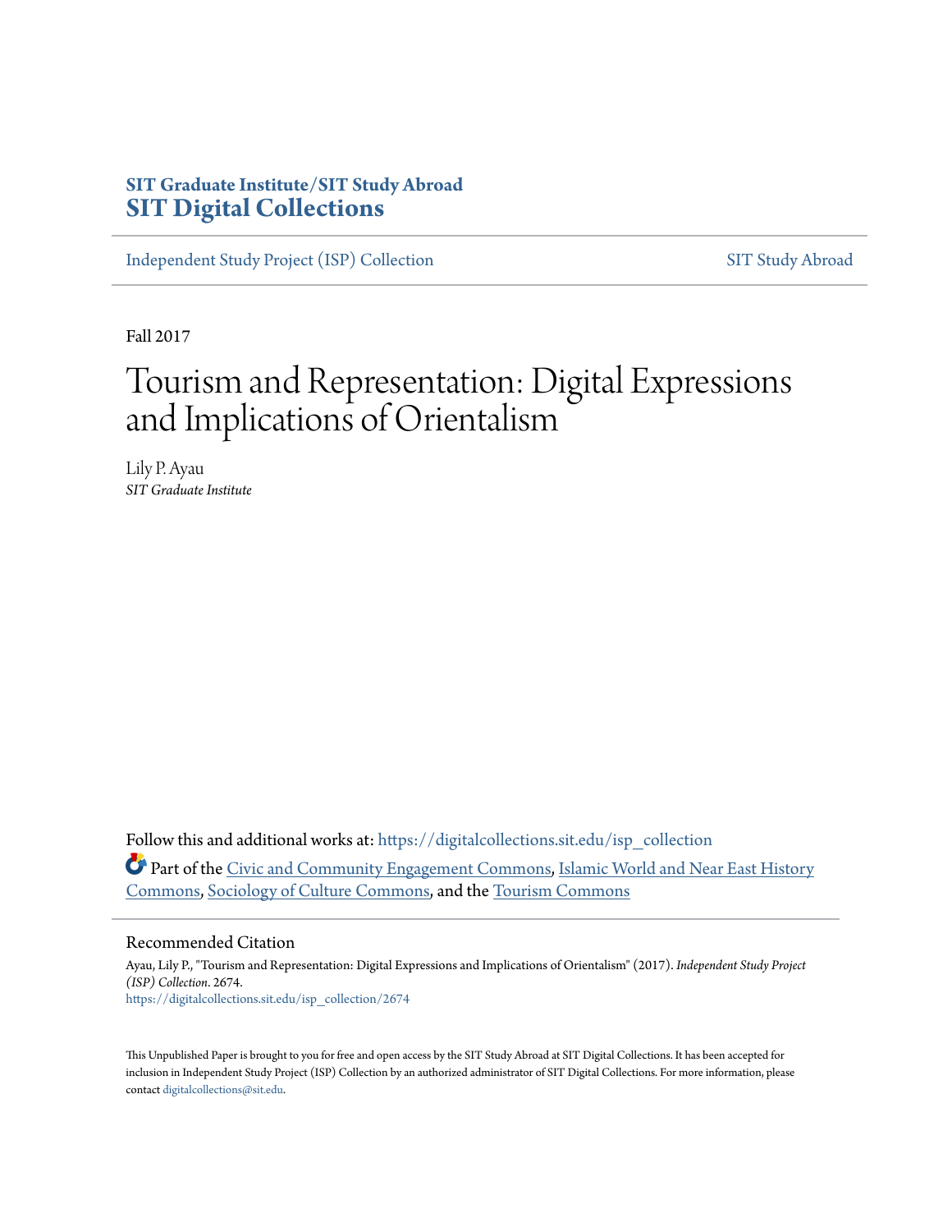**SIT Graduate Institute/SIT Study Abroad**
**SIT Digital Collections**

Independent Study Project (ISP) Collection | SIT Study Abroad

Fall 2017

# Tourism and Representation: Digital Expressions and Implications of Orientalism

Lily P. Ayau
*SIT Graduate Institute*

Follow this and additional works at: https://digitalcollections.sit.edu/isp_collection

Part of the Civic and Community Engagement Commons, Islamic World and Near East History Commons, Sociology of Culture Commons, and the Tourism Commons

## Recommended Citation

Ayau, Lily P., "Tourism and Representation: Digital Expressions and Implications of Orientalism" (2017). *Independent Study Project (ISP) Collection*. 2674.
https://digitalcollections.sit.edu/isp_collection/2674

This Unpublished Paper is brought to you for free and open access by the SIT Study Abroad at SIT Digital Collections. It has been accepted for inclusion in Independent Study Project (ISP) Collection by an authorized administrator of SIT Digital Collections. For more information, please contact digitalcollections@sit.edu.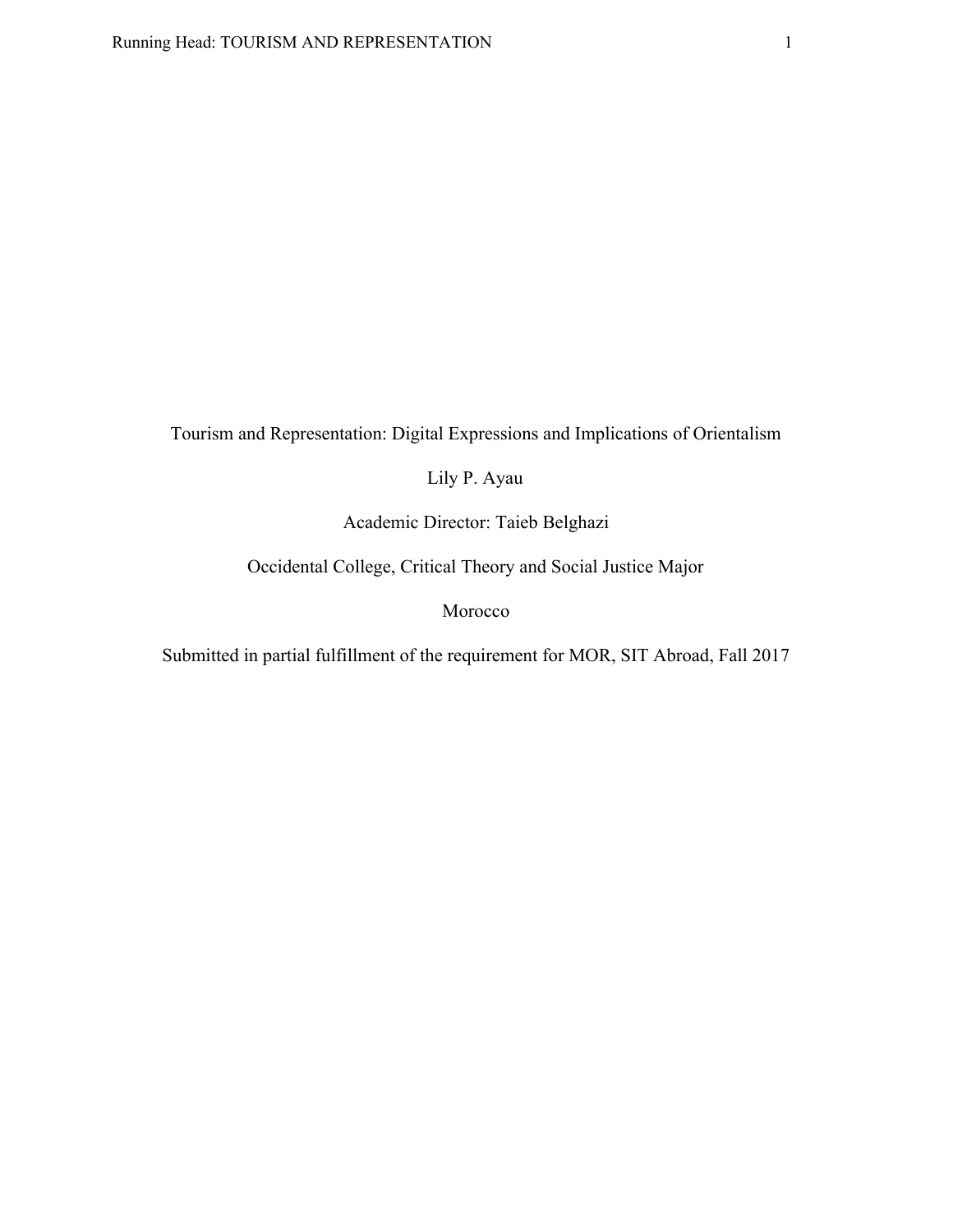# Tourism and Representation: Digital Expressions and Implications of Orientalism

Lily P. Ayau

Academic Director: Taieb Belghazi

Occidental College, Critical Theory and Social Justice Major

Morocco

Submitted in partial fulfillment of the requirement for MOR, SIT Abroad, Fall 2017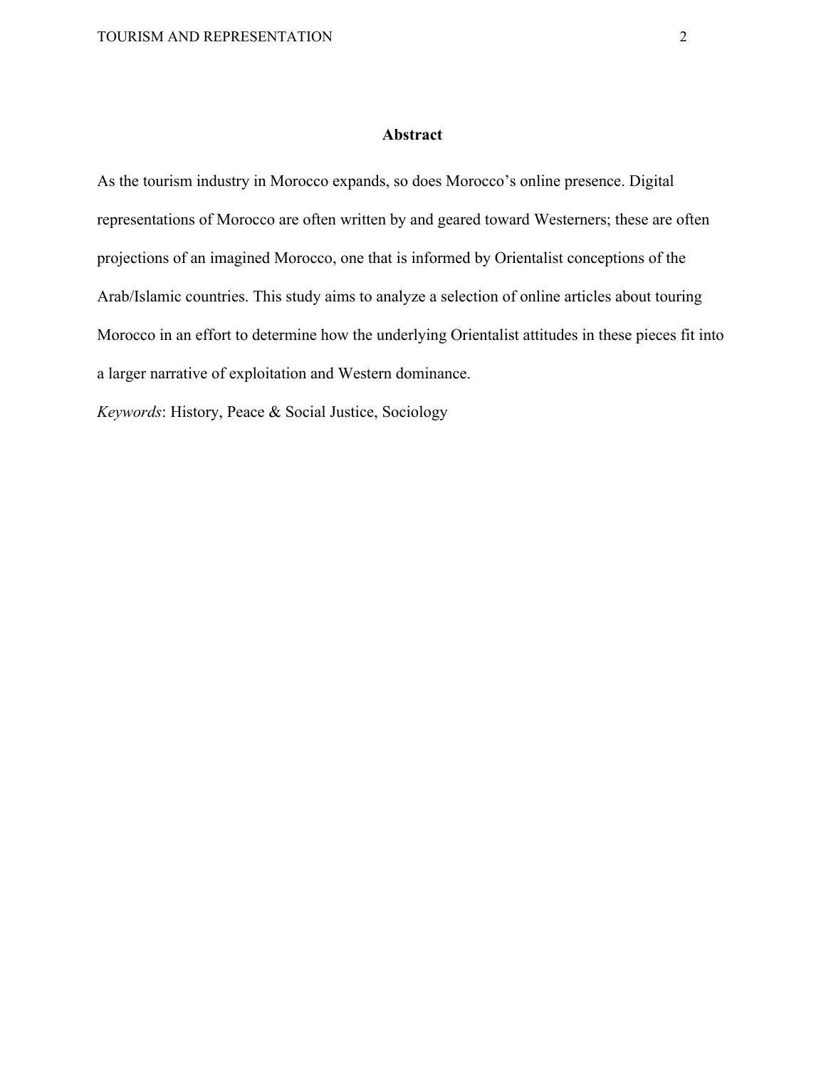## Abstract

As the tourism industry in Morocco expands, so does Morocco's online presence. Digital representations of Morocco are often written by and geared toward Westerners; these are often projections of an imagined Morocco, one that is informed by Orientalist conceptions of the Arab/Islamic countries. This study aims to analyze a selection of online articles about touring Morocco in an effort to determine how the underlying Orientalist attitudes in these pieces fit into a larger narrative of exploitation and Western dominance.

*Keywords*: History, Peace & Social Justice, Sociology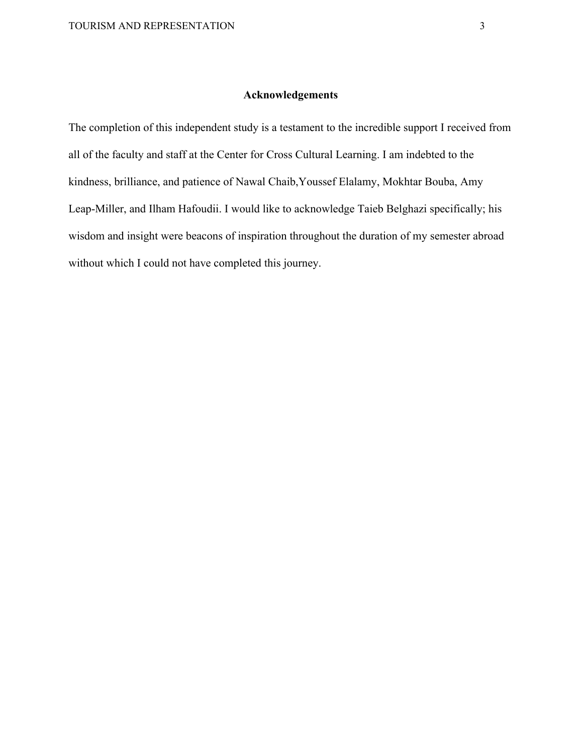## Acknowledgements

The completion of this independent study is a testament to the incredible support I received from all of the faculty and staff at the Center for Cross Cultural Learning. I am indebted to the kindness, brilliance, and patience of Nawal Chaib,Youssef Elalamy, Mokhtar Bouba, Amy Leap-Miller, and Ilham Hafoudii. I would like to acknowledge Taieb Belghazi specifically; his wisdom and insight were beacons of inspiration throughout the duration of my semester abroad without which I could not have completed this journey.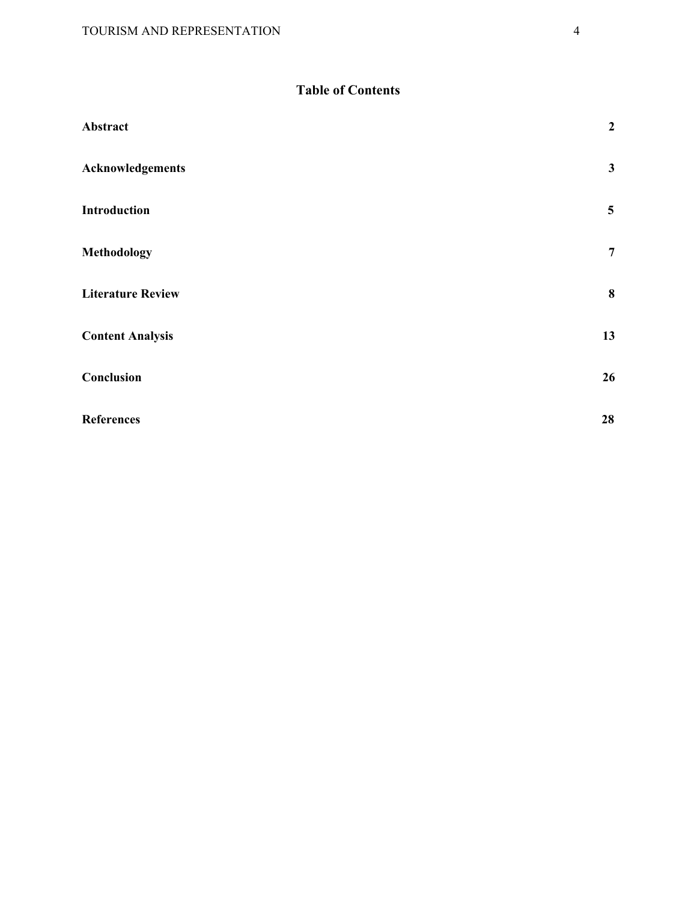# Table of Contents

| | |
|---|---|
| **Abstract** | **2** |
| **Acknowledgements** | **3** |
| **Introduction** | **5** |
| **Methodology** | **7** |
| **Literature Review** | **8** |
| **Content Analysis** | **13** |
| **Conclusion** | **26** |
| **References** | **28** |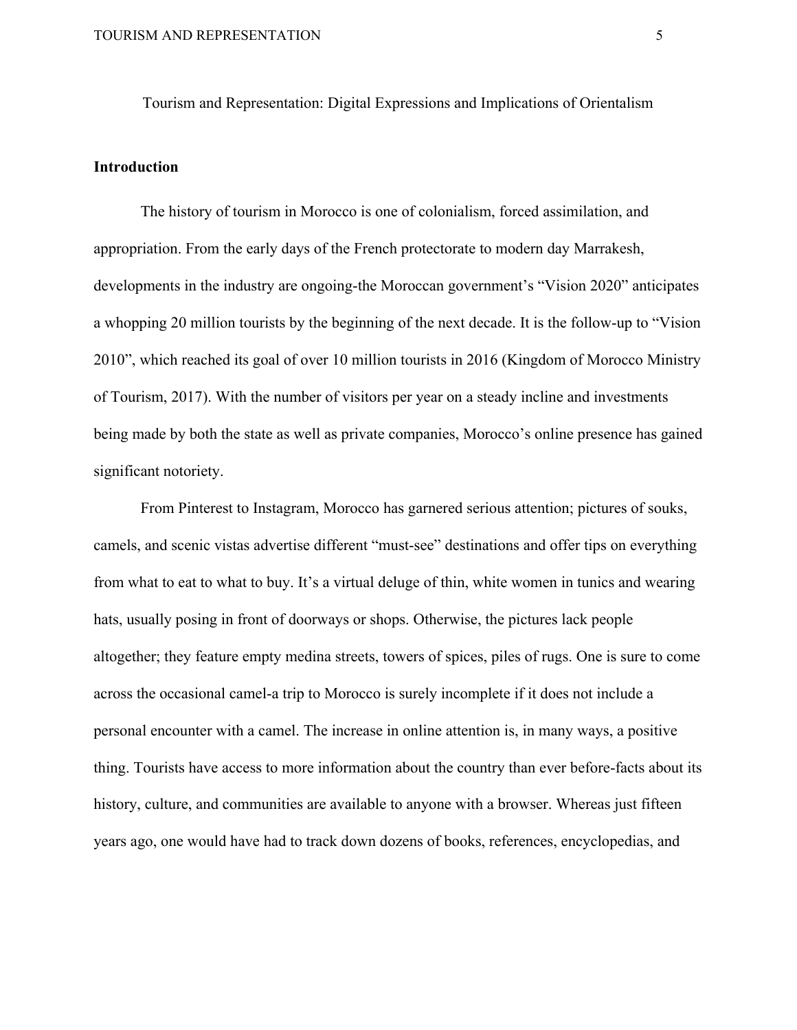Tourism and Representation: Digital Expressions and Implications of Orientalism

## Introduction

The history of tourism in Morocco is one of colonialism, forced assimilation, and appropriation. From the early days of the French protectorate to modern day Marrakesh, developments in the industry are ongoing-the Moroccan government's "Vision 2020" anticipates a whopping 20 million tourists by the beginning of the next decade. It is the follow-up to "Vision 2010", which reached its goal of over 10 million tourists in 2016 (Kingdom of Morocco Ministry of Tourism, 2017). With the number of visitors per year on a steady incline and investments being made by both the state as well as private companies, Morocco's online presence has gained significant notoriety.

From Pinterest to Instagram, Morocco has garnered serious attention; pictures of souks, camels, and scenic vistas advertise different "must-see" destinations and offer tips on everything from what to eat to what to buy. It's a virtual deluge of thin, white women in tunics and wearing hats, usually posing in front of doorways or shops. Otherwise, the pictures lack people altogether; they feature empty medina streets, towers of spices, piles of rugs. One is sure to come across the occasional camel-a trip to Morocco is surely incomplete if it does not include a personal encounter with a camel. The increase in online attention is, in many ways, a positive thing. Tourists have access to more information about the country than ever before-facts about its history, culture, and communities are available to anyone with a browser. Whereas just fifteen years ago, one would have had to track down dozens of books, references, encyclopedias, and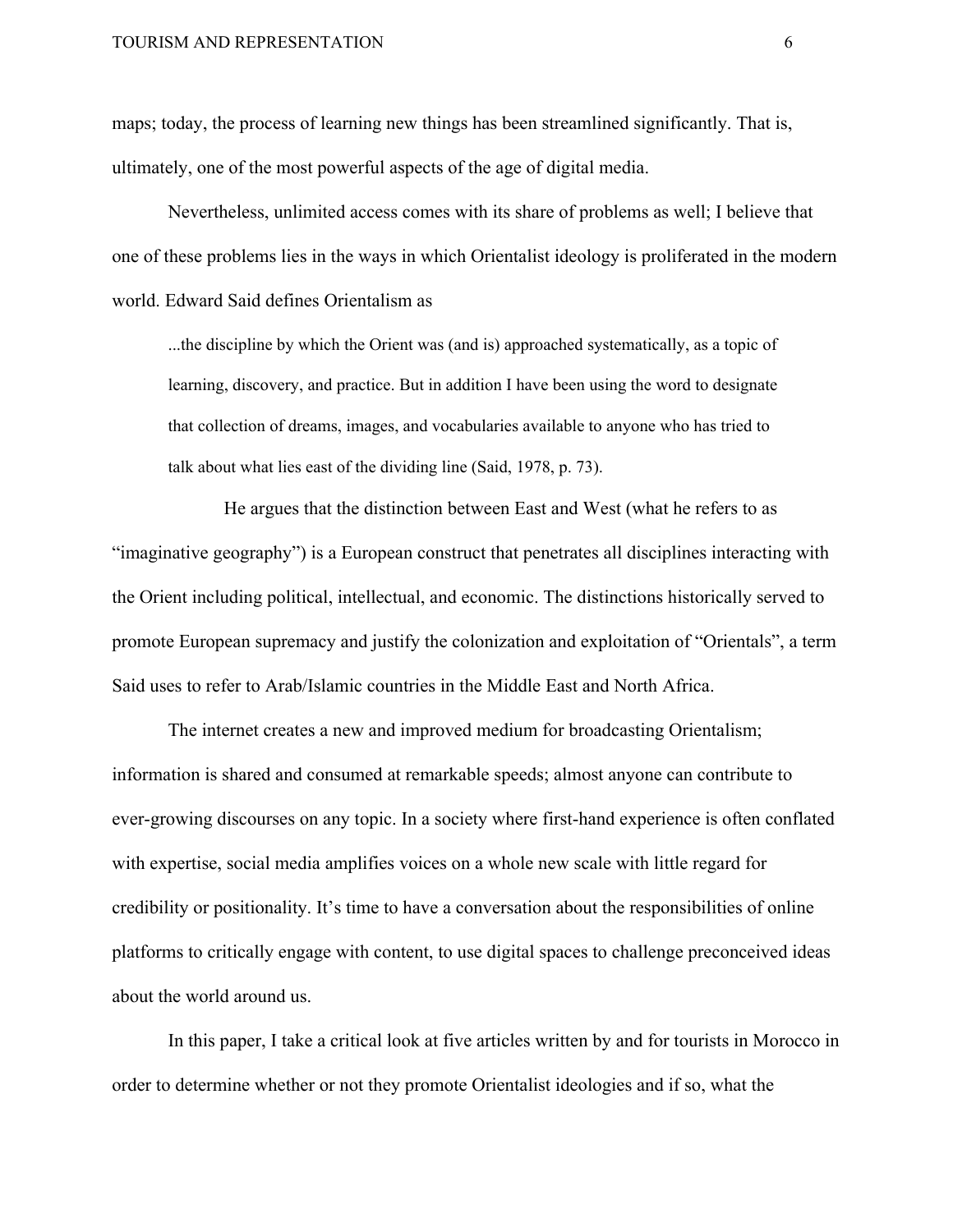maps; today, the process of learning new things has been streamlined significantly. That is, ultimately, one of the most powerful aspects of the age of digital media.

Nevertheless, unlimited access comes with its share of problems as well; I believe that one of these problems lies in the ways in which Orientalist ideology is proliferated in the modern world. Edward Said defines Orientalism as

> ...the discipline by which the Orient was (and is) approached systematically, as a topic of learning, discovery, and practice. But in addition I have been using the word to designate that collection of dreams, images, and vocabularies available to anyone who has tried to talk about what lies east of the dividing line (Said, 1978, p. 73).

He argues that the distinction between East and West (what he refers to as "imaginative geography") is a European construct that penetrates all disciplines interacting with the Orient including political, intellectual, and economic. The distinctions historically served to promote European supremacy and justify the colonization and exploitation of "Orientals", a term Said uses to refer to Arab/Islamic countries in the Middle East and North Africa.

The internet creates a new and improved medium for broadcasting Orientalism; information is shared and consumed at remarkable speeds; almost anyone can contribute to ever-growing discourses on any topic. In a society where first-hand experience is often conflated with expertise, social media amplifies voices on a whole new scale with little regard for credibility or positionality. It's time to have a conversation about the responsibilities of online platforms to critically engage with content, to use digital spaces to challenge preconceived ideas about the world around us.

In this paper, I take a critical look at five articles written by and for tourists in Morocco in order to determine whether or not they promote Orientalist ideologies and if so, what the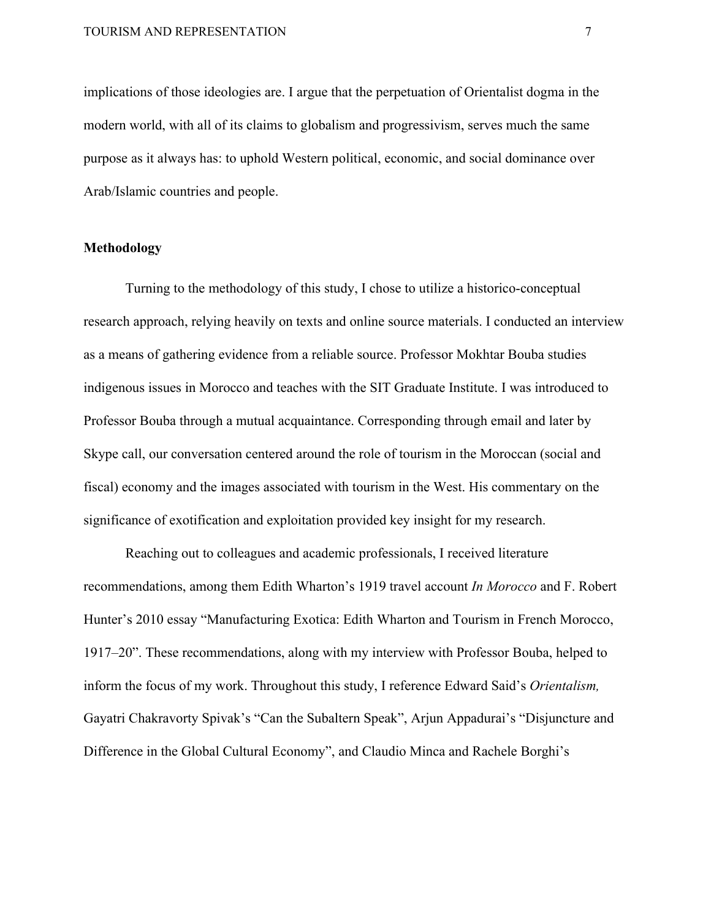implications of those ideologies are. I argue that the perpetuation of Orientalist dogma in the modern world, with all of its claims to globalism and progressivism, serves much the same purpose as it always has: to uphold Western political, economic, and social dominance over Arab/Islamic countries and people.

## Methodology

Turning to the methodology of this study, I chose to utilize a historico-conceptual research approach, relying heavily on texts and online source materials. I conducted an interview as a means of gathering evidence from a reliable source. Professor Mokhtar Bouba studies indigenous issues in Morocco and teaches with the SIT Graduate Institute. I was introduced to Professor Bouba through a mutual acquaintance. Corresponding through email and later by Skype call, our conversation centered around the role of tourism in the Moroccan (social and fiscal) economy and the images associated with tourism in the West. His commentary on the significance of exotification and exploitation provided key insight for my research.

Reaching out to colleagues and academic professionals, I received literature recommendations, among them Edith Wharton's 1919 travel account *In Morocco* and F. Robert Hunter's 2010 essay "Manufacturing Exotica: Edith Wharton and Tourism in French Morocco, 1917–20". These recommendations, along with my interview with Professor Bouba, helped to inform the focus of my work. Throughout this study, I reference Edward Said's *Orientalism,* Gayatri Chakravorty Spivak's "Can the Subaltern Speak", Arjun Appadurai's "Disjuncture and Difference in the Global Cultural Economy", and Claudio Minca and Rachele Borghi's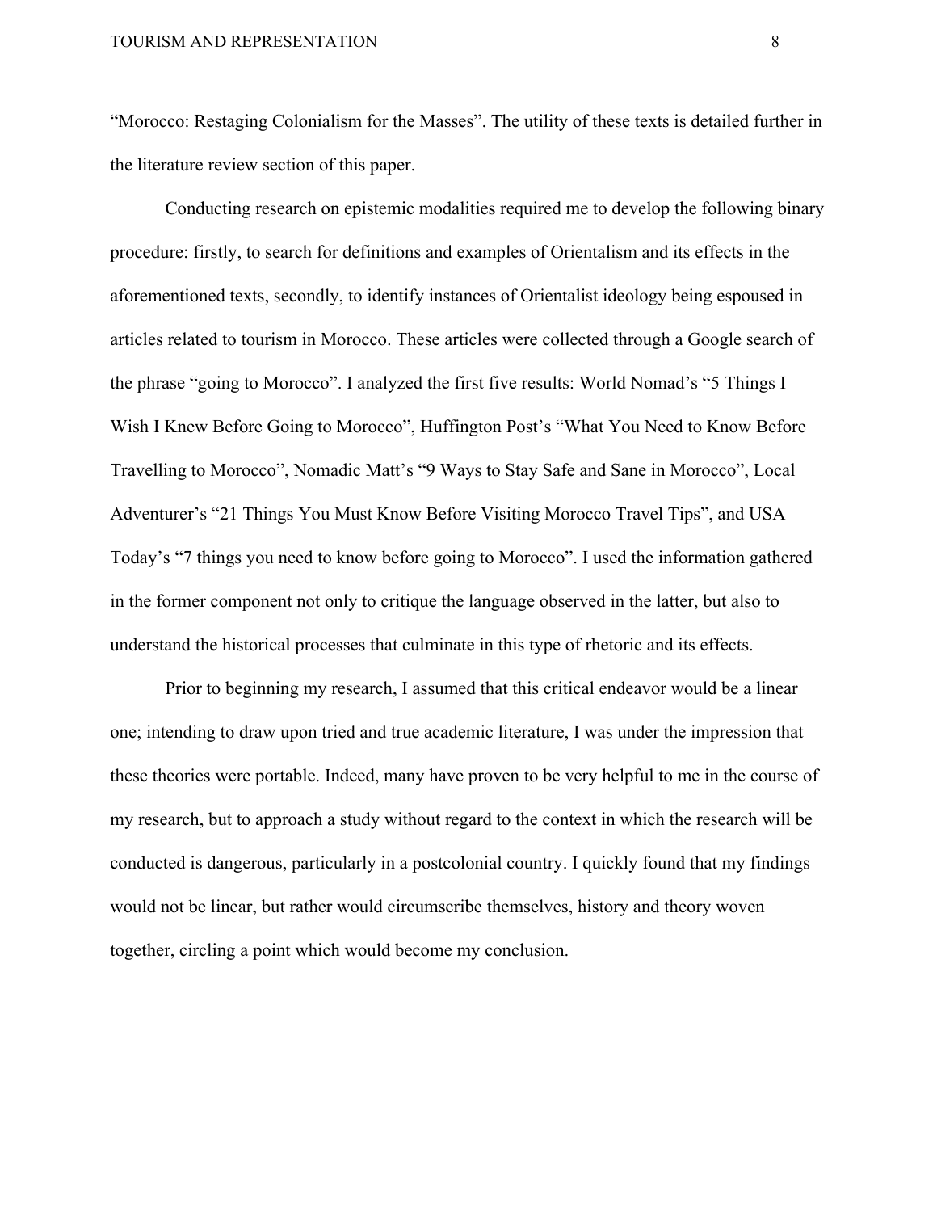"Morocco: Restaging Colonialism for the Masses". The utility of these texts is detailed further in the literature review section of this paper.

Conducting research on epistemic modalities required me to develop the following binary procedure: firstly, to search for definitions and examples of Orientalism and its effects in the aforementioned texts, secondly, to identify instances of Orientalist ideology being espoused in articles related to tourism in Morocco. These articles were collected through a Google search of the phrase "going to Morocco". I analyzed the first five results: World Nomad's "5 Things I Wish I Knew Before Going to Morocco", Huffington Post's "What You Need to Know Before Travelling to Morocco", Nomadic Matt's "9 Ways to Stay Safe and Sane in Morocco", Local Adventurer's "21 Things You Must Know Before Visiting Morocco Travel Tips", and USA Today's "7 things you need to know before going to Morocco". I used the information gathered in the former component not only to critique the language observed in the latter, but also to understand the historical processes that culminate in this type of rhetoric and its effects.

Prior to beginning my research, I assumed that this critical endeavor would be a linear one; intending to draw upon tried and true academic literature, I was under the impression that these theories were portable. Indeed, many have proven to be very helpful to me in the course of my research, but to approach a study without regard to the context in which the research will be conducted is dangerous, particularly in a postcolonial country. I quickly found that my findings would not be linear, but rather would circumscribe themselves, history and theory woven together, circling a point which would become my conclusion.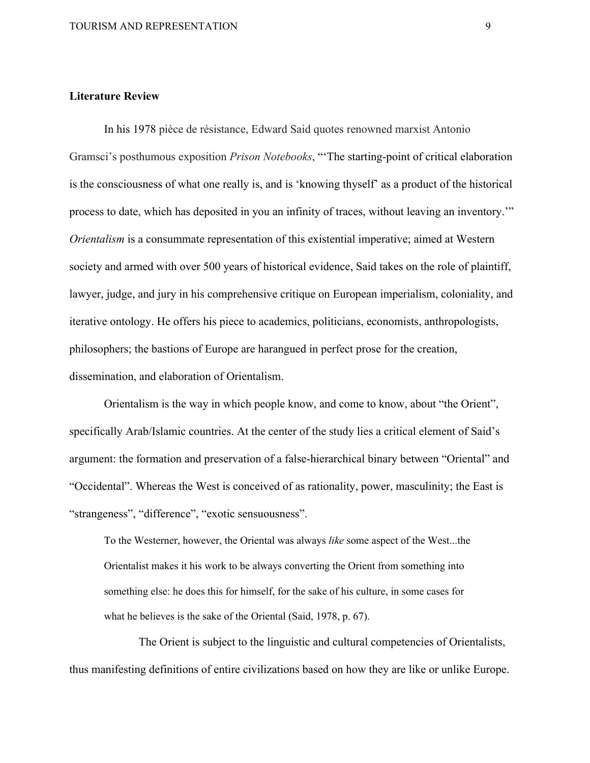**Literature Review**

In his 1978 pièce de résistance, Edward Said quotes renowned marxist Antonio Gramsci's posthumous exposition *Prison Notebooks*, "'The starting-point of critical elaboration is the consciousness of what one really is, and is 'knowing thyself' as a product of the historical process to date, which has deposited in you an infinity of traces, without leaving an inventory.'" *Orientalism* is a consummate representation of this existential imperative; aimed at Western society and armed with over 500 years of historical evidence, Said takes on the role of plaintiff, lawyer, judge, and jury in his comprehensive critique on European imperialism, coloniality, and iterative ontology. He offers his piece to academics, politicians, economists, anthropologists, philosophers; the bastions of Europe are harangued in perfect prose for the creation, dissemination, and elaboration of Orientalism.

Orientalism is the way in which people know, and come to know, about "the Orient", specifically Arab/Islamic countries. At the center of the study lies a critical element of Said's argument: the formation and preservation of a false-hierarchical binary between "Oriental" and "Occidental". Whereas the West is conceived of as rationality, power, masculinity; the East is "strangeness", "difference", "exotic sensuousness".

> To the Westerner, however, the Oriental was always *like* some aspect of the West...the Orientalist makes it his work to be always converting the Orient from something into something else: he does this for himself, for the sake of his culture, in some cases for what he believes is the sake of the Oriental (Said, 1978, p. 67).

The Orient is subject to the linguistic and cultural competencies of Orientalists, thus manifesting definitions of entire civilizations based on how they are like or unlike Europe.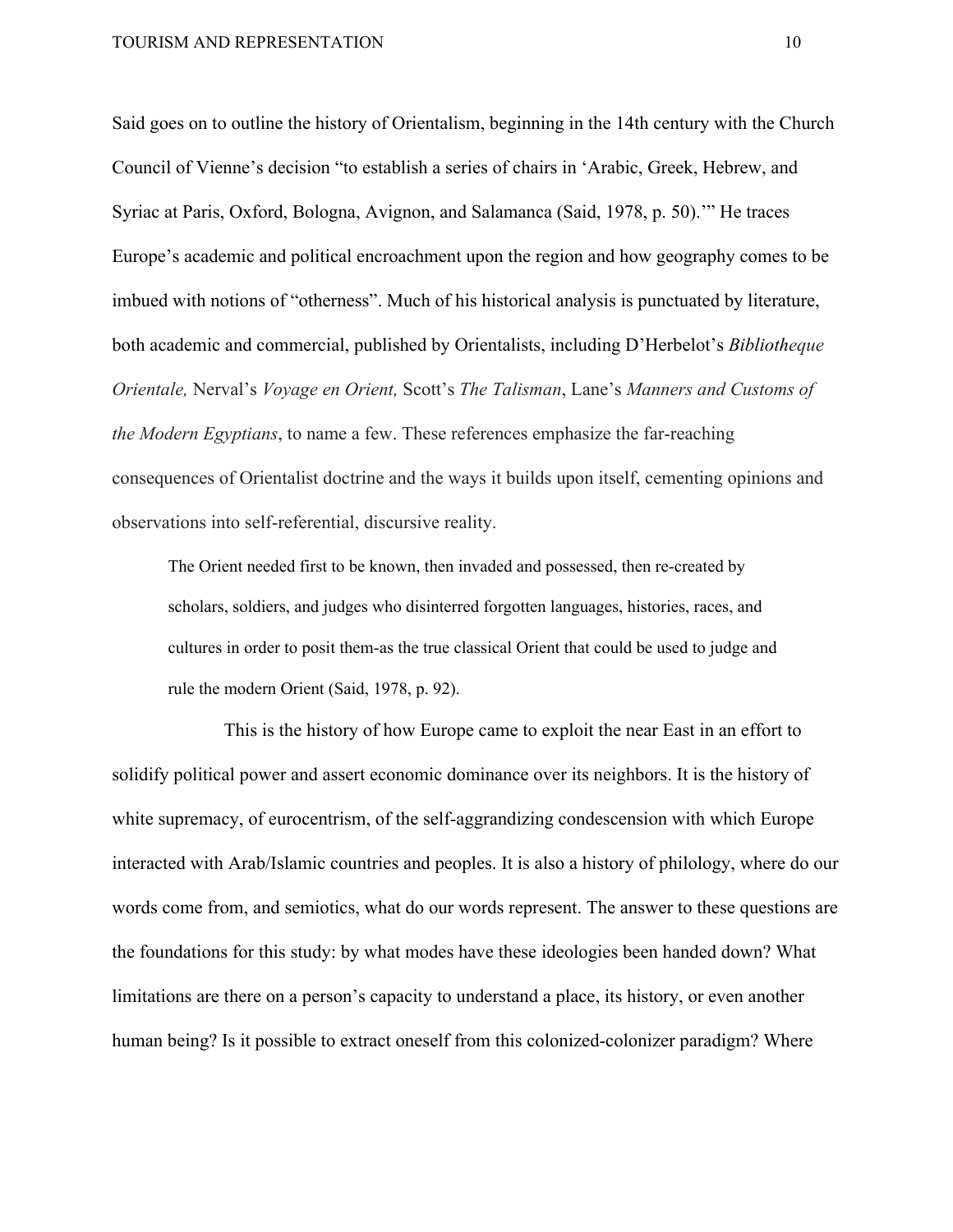Said goes on to outline the history of Orientalism, beginning in the 14th century with the Church Council of Vienne's decision "to establish a series of chairs in 'Arabic, Greek, Hebrew, and Syriac at Paris, Oxford, Bologna, Avignon, and Salamanca (Said, 1978, p. 50).'" He traces Europe's academic and political encroachment upon the region and how geography comes to be imbued with notions of "otherness". Much of his historical analysis is punctuated by literature, both academic and commercial, published by Orientalists, including D'Herbelot's *Bibliotheque Orientale,* Nerval's *Voyage en Orient,* Scott's *The Talisman*, Lane's *Manners and Customs of the Modern Egyptians*, to name a few. These references emphasize the far-reaching consequences of Orientalist doctrine and the ways it builds upon itself, cementing opinions and observations into self-referential, discursive reality.

> The Orient needed first to be known, then invaded and possessed, then re-created by scholars, soldiers, and judges who disinterred forgotten languages, histories, races, and cultures in order to posit them-as the true classical Orient that could be used to judge and rule the modern Orient (Said, 1978, p. 92).

This is the history of how Europe came to exploit the near East in an effort to solidify political power and assert economic dominance over its neighbors. It is the history of white supremacy, of eurocentrism, of the self-aggrandizing condescension with which Europe interacted with Arab/Islamic countries and peoples. It is also a history of philology, where do our words come from, and semiotics, what do our words represent. The answer to these questions are the foundations for this study: by what modes have these ideologies been handed down? What limitations are there on a person's capacity to understand a place, its history, or even another human being? Is it possible to extract oneself from this colonized-colonizer paradigm? Where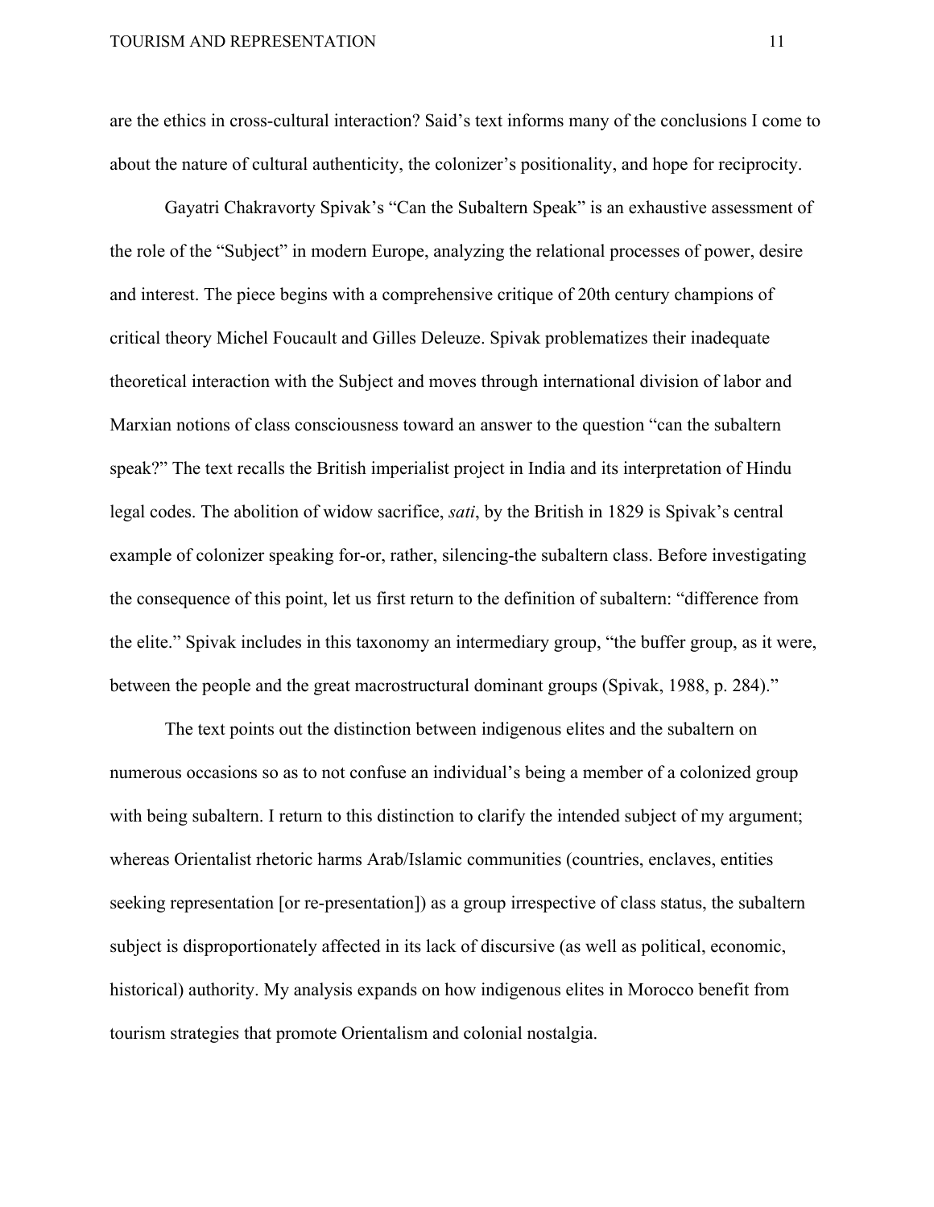are the ethics in cross-cultural interaction? Said's text informs many of the conclusions I come to about the nature of cultural authenticity, the colonizer's positionality, and hope for reciprocity.

Gayatri Chakravorty Spivak's "Can the Subaltern Speak" is an exhaustive assessment of the role of the "Subject" in modern Europe, analyzing the relational processes of power, desire and interest. The piece begins with a comprehensive critique of 20th century champions of critical theory Michel Foucault and Gilles Deleuze. Spivak problematizes their inadequate theoretical interaction with the Subject and moves through international division of labor and Marxian notions of class consciousness toward an answer to the question "can the subaltern speak?" The text recalls the British imperialist project in India and its interpretation of Hindu legal codes. The abolition of widow sacrifice, *sati*, by the British in 1829 is Spivak's central example of colonizer speaking for-or, rather, silencing-the subaltern class. Before investigating the consequence of this point, let us first return to the definition of subaltern: "difference from the elite." Spivak includes in this taxonomy an intermediary group, "the buffer group, as it were, between the people and the great macrostructural dominant groups (Spivak, 1988, p. 284)."

The text points out the distinction between indigenous elites and the subaltern on numerous occasions so as to not confuse an individual's being a member of a colonized group with being subaltern. I return to this distinction to clarify the intended subject of my argument; whereas Orientalist rhetoric harms Arab/Islamic communities (countries, enclaves, entities seeking representation [or re-presentation]) as a group irrespective of class status, the subaltern subject is disproportionately affected in its lack of discursive (as well as political, economic, historical) authority. My analysis expands on how indigenous elites in Morocco benefit from tourism strategies that promote Orientalism and colonial nostalgia.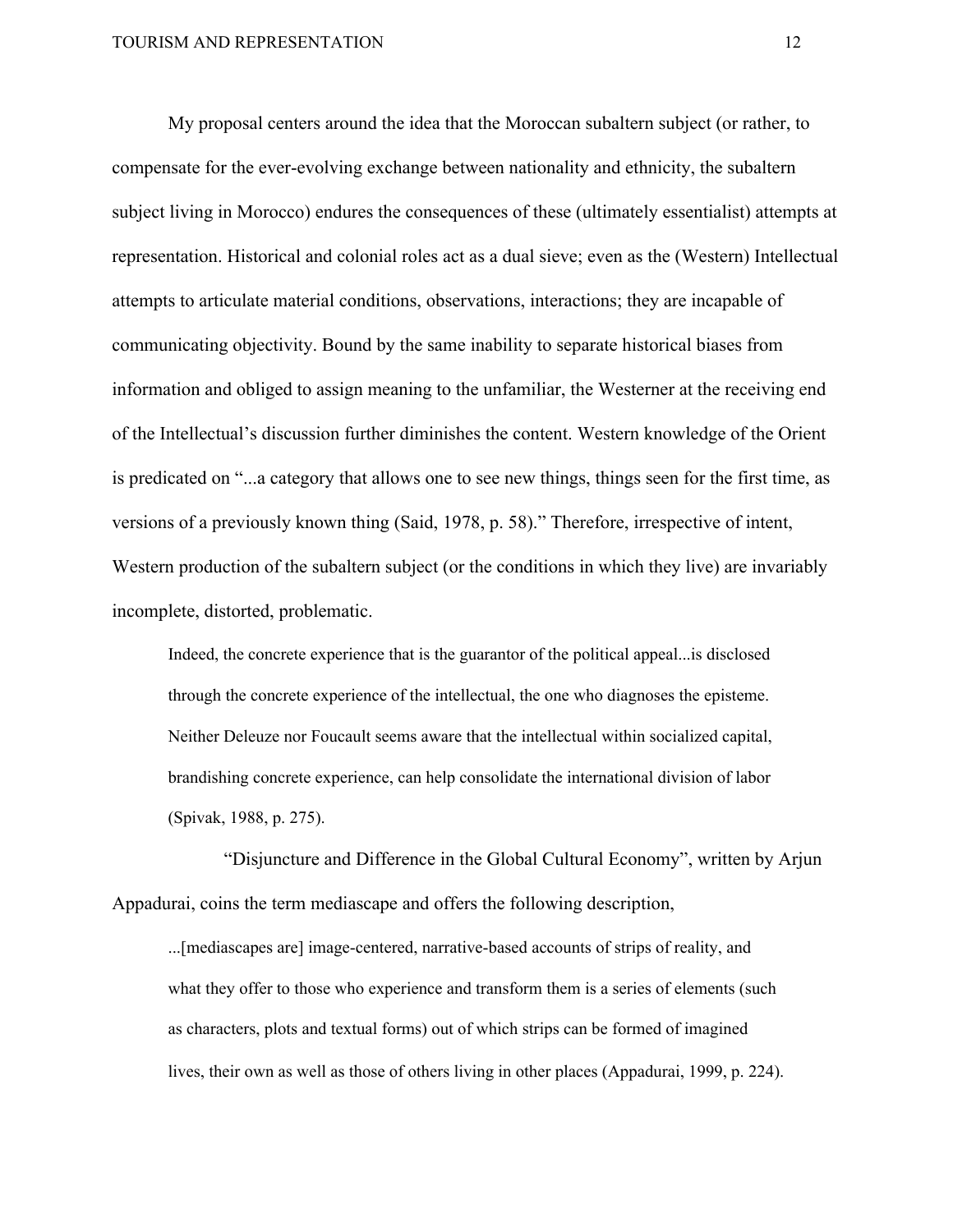My proposal centers around the idea that the Moroccan subaltern subject (or rather, to compensate for the ever-evolving exchange between nationality and ethnicity, the subaltern subject living in Morocco) endures the consequences of these (ultimately essentialist) attempts at representation. Historical and colonial roles act as a dual sieve; even as the (Western) Intellectual attempts to articulate material conditions, observations, interactions; they are incapable of communicating objectivity. Bound by the same inability to separate historical biases from information and obliged to assign meaning to the unfamiliar, the Westerner at the receiving end of the Intellectual's discussion further diminishes the content. Western knowledge of the Orient is predicated on "...a category that allows one to see new things, things seen for the first time, as versions of a previously known thing (Said, 1978, p. 58)." Therefore, irrespective of intent, Western production of the subaltern subject (or the conditions in which they live) are invariably incomplete, distorted, problematic.

> Indeed, the concrete experience that is the guarantor of the political appeal...is disclosed through the concrete experience of the intellectual, the one who diagnoses the episteme. Neither Deleuze nor Foucault seems aware that the intellectual within socialized capital, brandishing concrete experience, can help consolidate the international division of labor (Spivak, 1988, p. 275).

"Disjuncture and Difference in the Global Cultural Economy", written by Arjun Appadurai, coins the term mediascape and offers the following description,

> ...[mediascapes are] image-centered, narrative-based accounts of strips of reality, and what they offer to those who experience and transform them is a series of elements (such as characters, plots and textual forms) out of which strips can be formed of imagined lives, their own as well as those of others living in other places (Appadurai, 1999, p. 224).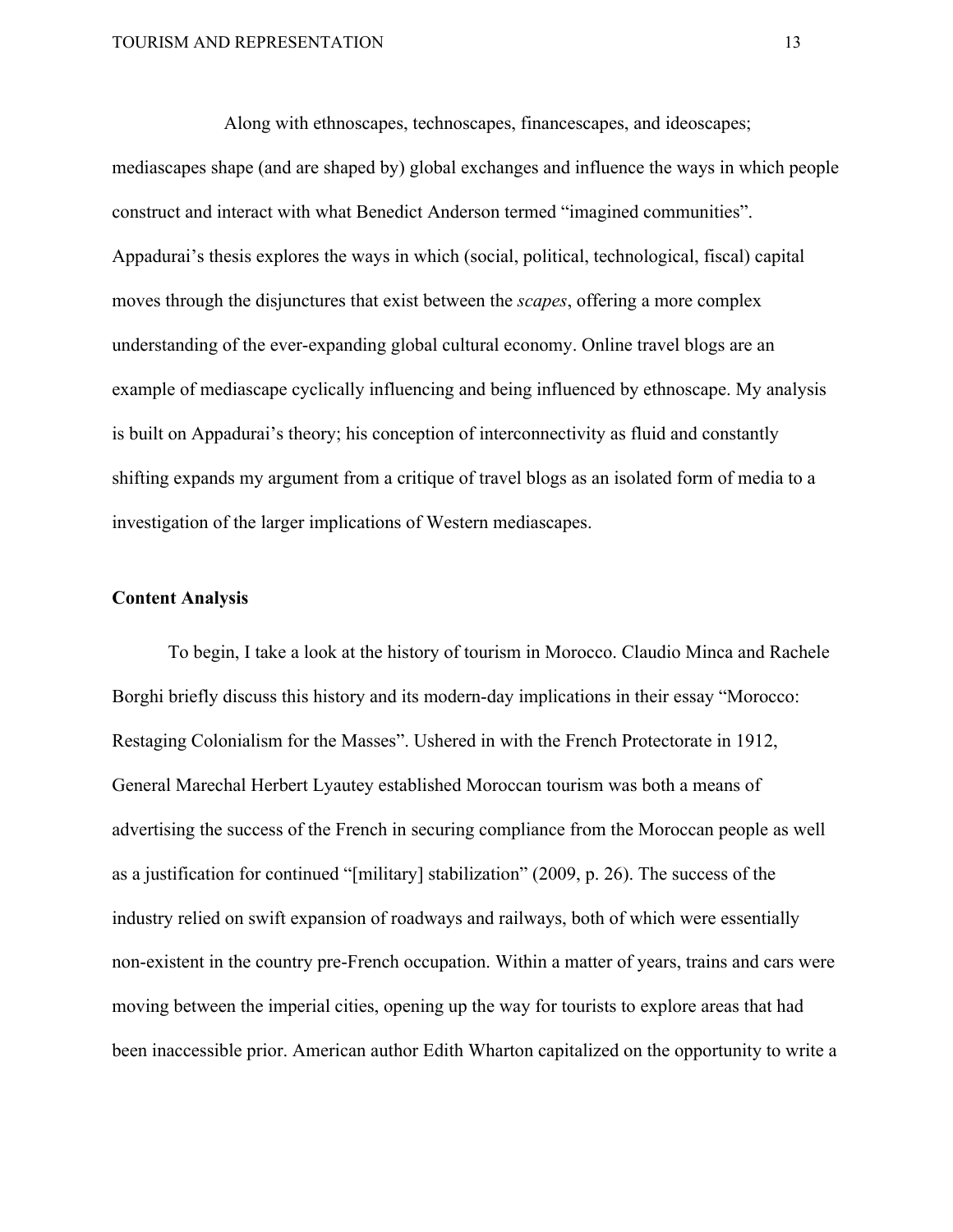Along with ethnoscapes, technoscapes, financescapes, and ideoscapes; mediascapes shape (and are shaped by) global exchanges and influence the ways in which people construct and interact with what Benedict Anderson termed "imagined communities". Appadurai's thesis explores the ways in which (social, political, technological, fiscal) capital moves through the disjunctures that exist between the *scapes*, offering a more complex understanding of the ever-expanding global cultural economy. Online travel blogs are an example of mediascape cyclically influencing and being influenced by ethnoscape. My analysis is built on Appadurai's theory; his conception of interconnectivity as fluid and constantly shifting expands my argument from a critique of travel blogs as an isolated form of media to a investigation of the larger implications of Western mediascapes.

**Content Analysis**

To begin, I take a look at the history of tourism in Morocco. Claudio Minca and Rachele Borghi briefly discuss this history and its modern-day implications in their essay "Morocco: Restaging Colonialism for the Masses". Ushered in with the French Protectorate in 1912, General Marechal Herbert Lyautey established Moroccan tourism was both a means of advertising the success of the French in securing compliance from the Moroccan people as well as a justification for continued "[military] stabilization" (2009, p. 26). The success of the industry relied on swift expansion of roadways and railways, both of which were essentially non-existent in the country pre-French occupation. Within a matter of years, trains and cars were moving between the imperial cities, opening up the way for tourists to explore areas that had been inaccessible prior. American author Edith Wharton capitalized on the opportunity to write a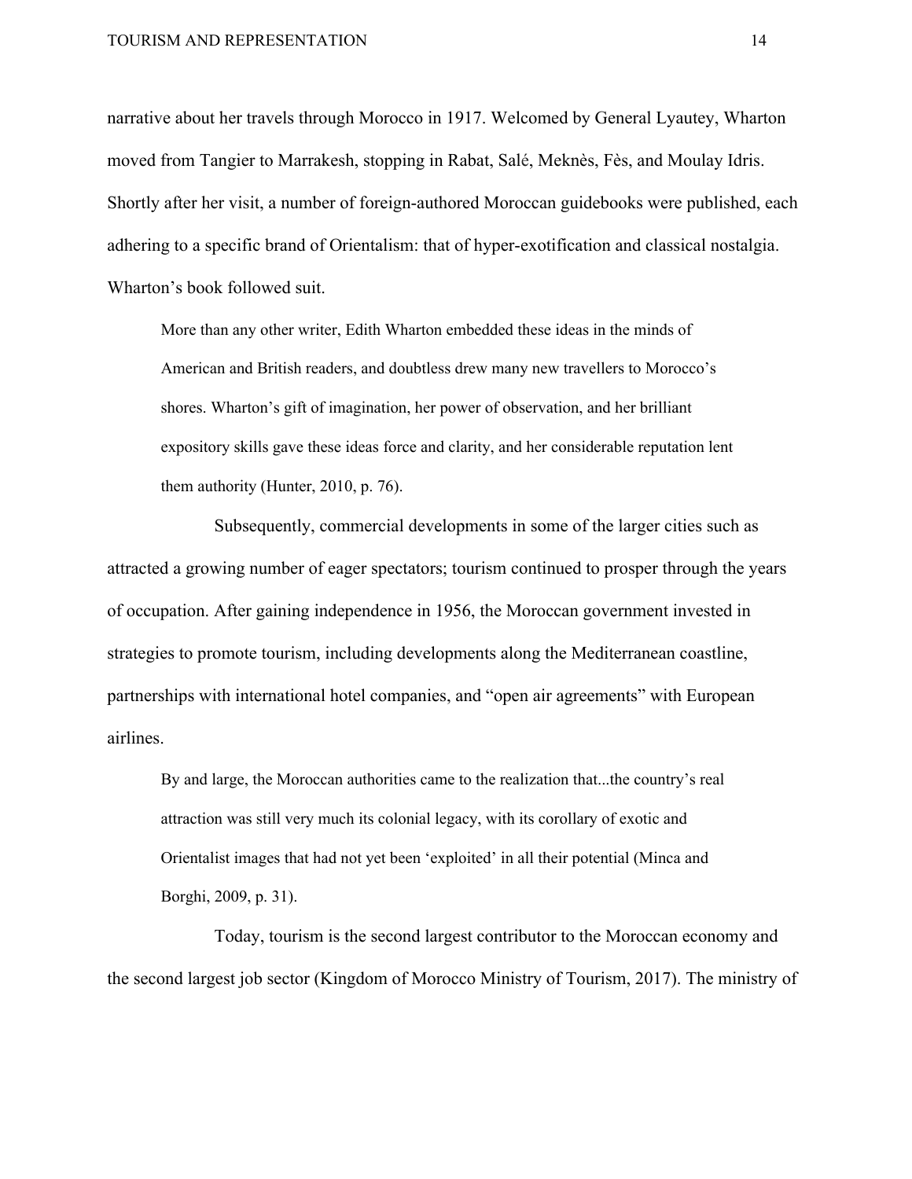narrative about her travels through Morocco in 1917. Welcomed by General Lyautey, Wharton moved from Tangier to Marrakesh, stopping in Rabat, Salé, Meknès, Fès, and Moulay Idris. Shortly after her visit, a number of foreign-authored Moroccan guidebooks were published, each adhering to a specific brand of Orientalism: that of hyper-exotification and classical nostalgia. Wharton's book followed suit.

> More than any other writer, Edith Wharton embedded these ideas in the minds of American and British readers, and doubtless drew many new travellers to Morocco's shores. Wharton's gift of imagination, her power of observation, and her brilliant expository skills gave these ideas force and clarity, and her considerable reputation lent them authority (Hunter, 2010, p. 76).

Subsequently, commercial developments in some of the larger cities such as attracted a growing number of eager spectators; tourism continued to prosper through the years of occupation. After gaining independence in 1956, the Moroccan government invested in strategies to promote tourism, including developments along the Mediterranean coastline, partnerships with international hotel companies, and "open air agreements" with European airlines.

> By and large, the Moroccan authorities came to the realization that...the country's real attraction was still very much its colonial legacy, with its corollary of exotic and Orientalist images that had not yet been 'exploited' in all their potential (Minca and Borghi, 2009, p. 31).

Today, tourism is the second largest contributor to the Moroccan economy and the second largest job sector (Kingdom of Morocco Ministry of Tourism, 2017). The ministry of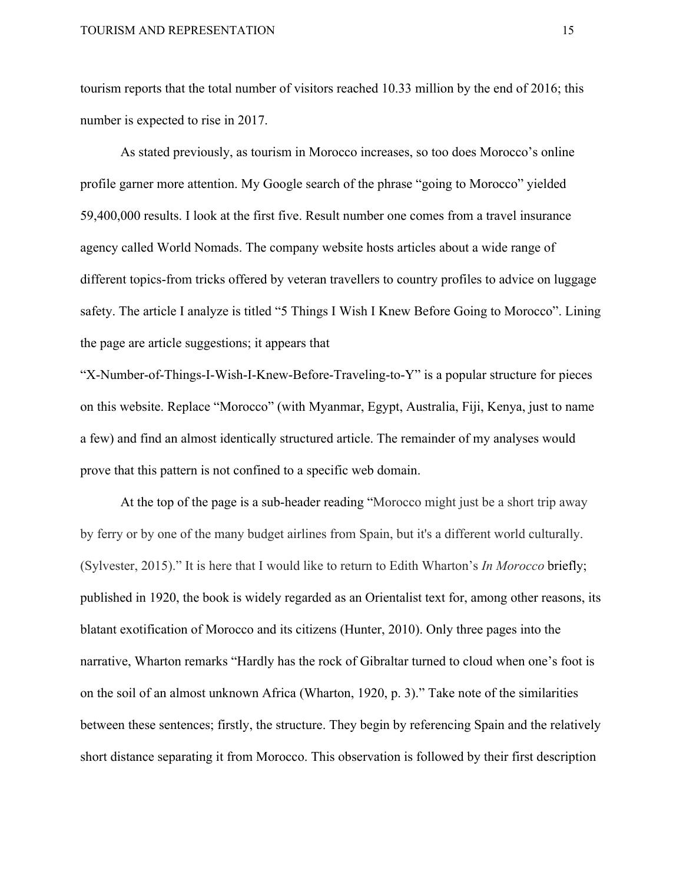tourism reports that the total number of visitors reached 10.33 million by the end of 2016; this number is expected to rise in 2017.

As stated previously, as tourism in Morocco increases, so too does Morocco's online profile garner more attention. My Google search of the phrase "going to Morocco" yielded 59,400,000 results. I look at the first five. Result number one comes from a travel insurance agency called World Nomads. The company website hosts articles about a wide range of different topics-from tricks offered by veteran travellers to country profiles to advice on luggage safety. The article I analyze is titled "5 Things I Wish I Knew Before Going to Morocco". Lining the page are article suggestions; it appears that "X-Number-of-Things-I-Wish-I-Knew-Before-Traveling-to-Y" is a popular structure for pieces on this website. Replace "Morocco" (with Myanmar, Egypt, Australia, Fiji, Kenya, just to name a few) and find an almost identically structured article. The remainder of my analyses would prove that this pattern is not confined to a specific web domain.

At the top of the page is a sub-header reading "Morocco might just be a short trip away by ferry or by one of the many budget airlines from Spain, but it's a different world culturally. (Sylvester, 2015)." It is here that I would like to return to Edith Wharton's *In Morocco* briefly; published in 1920, the book is widely regarded as an Orientalist text for, among other reasons, its blatant exotification of Morocco and its citizens (Hunter, 2010). Only three pages into the narrative, Wharton remarks "Hardly has the rock of Gibraltar turned to cloud when one's foot is on the soil of an almost unknown Africa (Wharton, 1920, p. 3)." Take note of the similarities between these sentences; firstly, the structure. They begin by referencing Spain and the relatively short distance separating it from Morocco. This observation is followed by their first description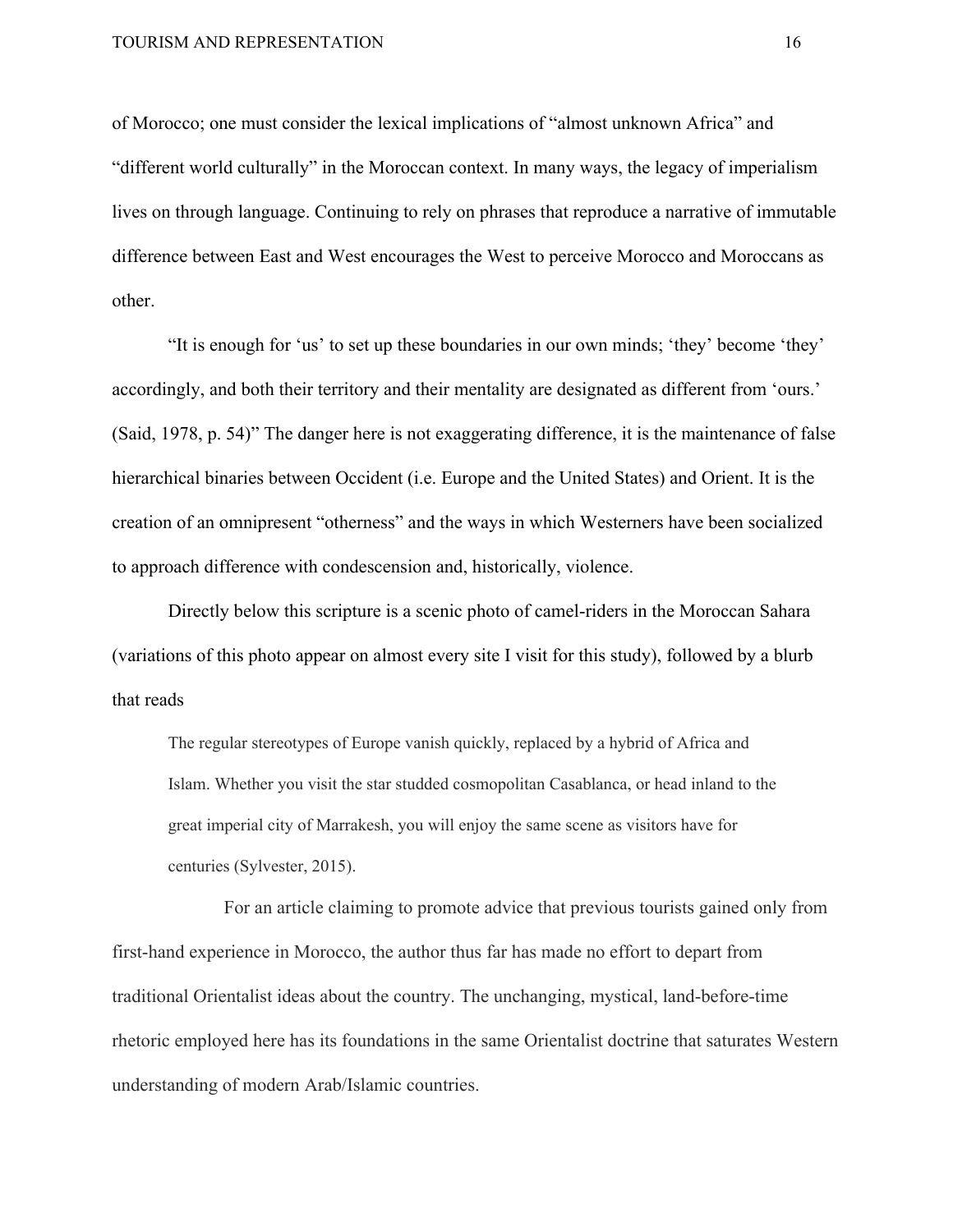of Morocco; one must consider the lexical implications of "almost unknown Africa" and "different world culturally" in the Moroccan context. In many ways, the legacy of imperialism lives on through language. Continuing to rely on phrases that reproduce a narrative of immutable difference between East and West encourages the West to perceive Morocco and Moroccans as other.

"It is enough for 'us' to set up these boundaries in our own minds; 'they' become 'they' accordingly, and both their territory and their mentality are designated as different from 'ours.' (Said, 1978, p. 54)" The danger here is not exaggerating difference, it is the maintenance of false hierarchical binaries between Occident (i.e. Europe and the United States) and Orient. It is the creation of an omnipresent "otherness" and the ways in which Westerners have been socialized to approach difference with condescension and, historically, violence.

Directly below this scripture is a scenic photo of camel-riders in the Moroccan Sahara (variations of this photo appear on almost every site I visit for this study), followed by a blurb that reads

> The regular stereotypes of Europe vanish quickly, replaced by a hybrid of Africa and Islam. Whether you visit the star studded cosmopolitan Casablanca, or head inland to the great imperial city of Marrakesh, you will enjoy the same scene as visitors have for centuries (Sylvester, 2015).

For an article claiming to promote advice that previous tourists gained only from first-hand experience in Morocco, the author thus far has made no effort to depart from traditional Orientalist ideas about the country. The unchanging, mystical, land-before-time rhetoric employed here has its foundations in the same Orientalist doctrine that saturates Western understanding of modern Arab/Islamic countries.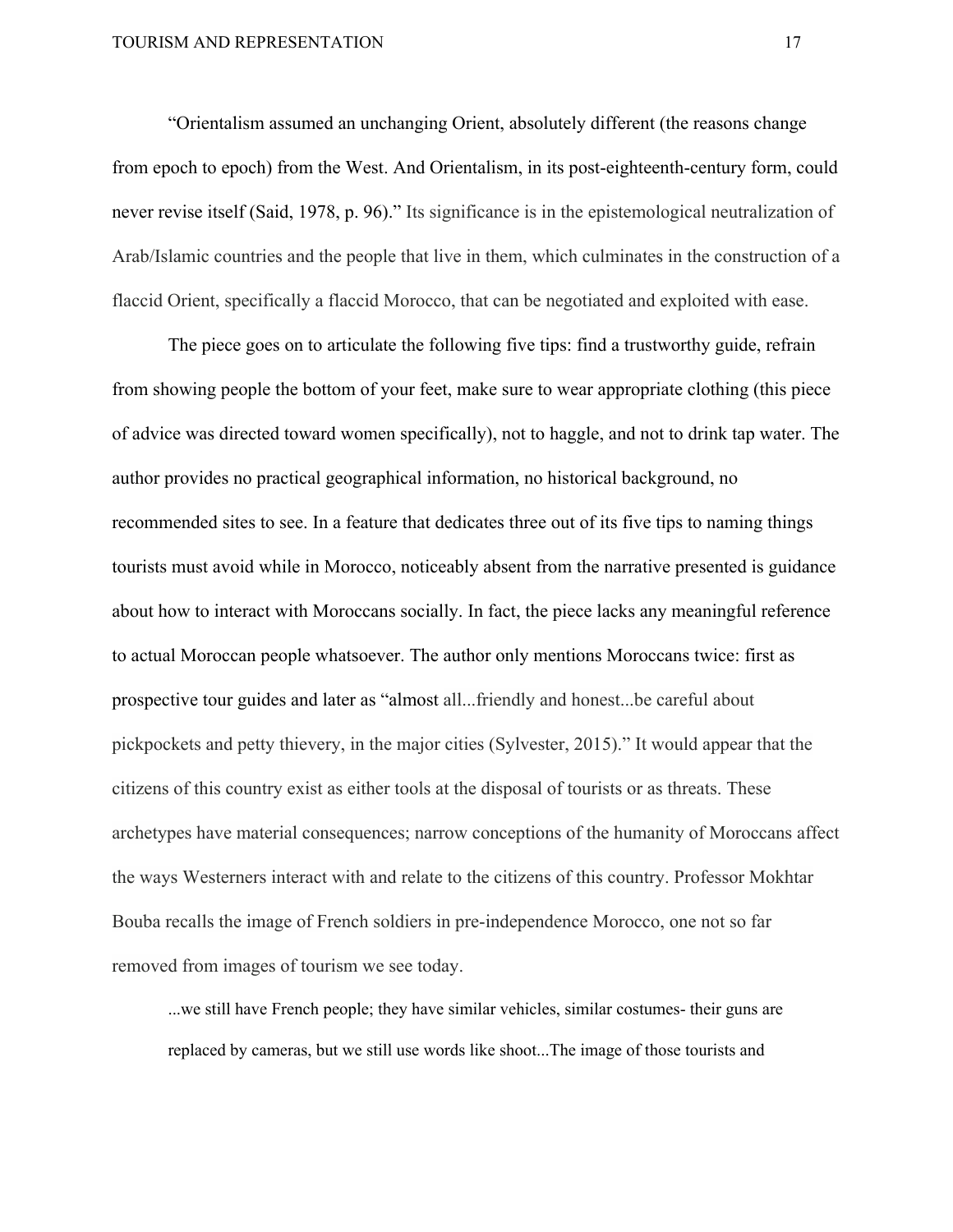"Orientalism assumed an unchanging Orient, absolutely different (the reasons change from epoch to epoch) from the West. And Orientalism, in its post-eighteenth-century form, could never revise itself (Said, 1978, p. 96)." Its significance is in the epistemological neutralization of Arab/Islamic countries and the people that live in them, which culminates in the construction of a flaccid Orient, specifically a flaccid Morocco, that can be negotiated and exploited with ease.

The piece goes on to articulate the following five tips: find a trustworthy guide, refrain from showing people the bottom of your feet, make sure to wear appropriate clothing (this piece of advice was directed toward women specifically), not to haggle, and not to drink tap water. The author provides no practical geographical information, no historical background, no recommended sites to see. In a feature that dedicates three out of its five tips to naming things tourists must avoid while in Morocco, noticeably absent from the narrative presented is guidance about how to interact with Moroccans socially. In fact, the piece lacks any meaningful reference to actual Moroccan people whatsoever. The author only mentions Moroccans twice: first as prospective tour guides and later as "almost all...friendly and honest...be careful about pickpockets and petty thievery, in the major cities (Sylvester, 2015)." It would appear that the citizens of this country exist as either tools at the disposal of tourists or as threats. These archetypes have material consequences; narrow conceptions of the humanity of Moroccans affect the ways Westerners interact with and relate to the citizens of this country. Professor Mokhtar Bouba recalls the image of French soldiers in pre-independence Morocco, one not so far removed from images of tourism we see today.

> ...we still have French people; they have similar vehicles, similar costumes- their guns are replaced by cameras, but we still use words like shoot...The image of those tourists and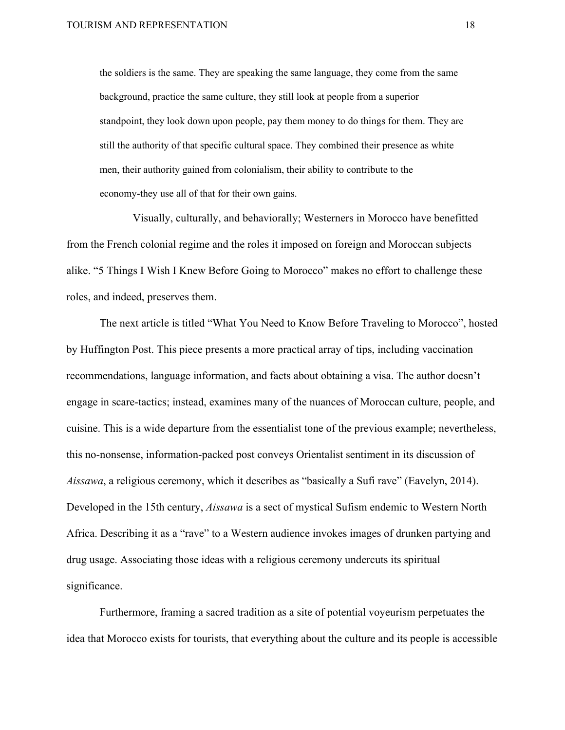> the soldiers is the same. They are speaking the same language, they come from the same background, practice the same culture, they still look at people from a superior standpoint, they look down upon people, pay them money to do things for them. They are still the authority of that specific cultural space. They combined their presence as white men, their authority gained from colonialism, their ability to contribute to the economy-they use all of that for their own gains.

Visually, culturally, and behaviorally; Westerners in Morocco have benefitted from the French colonial regime and the roles it imposed on foreign and Moroccan subjects alike. "5 Things I Wish I Knew Before Going to Morocco" makes no effort to challenge these roles, and indeed, preserves them.

The next article is titled "What You Need to Know Before Traveling to Morocco", hosted by Huffington Post. This piece presents a more practical array of tips, including vaccination recommendations, language information, and facts about obtaining a visa. The author doesn't engage in scare-tactics; instead, examines many of the nuances of Moroccan culture, people, and cuisine. This is a wide departure from the essentialist tone of the previous example; nevertheless, this no-nonsense, information-packed post conveys Orientalist sentiment in its discussion of *Aissawa*, a religious ceremony, which it describes as "basically a Sufi rave" (Eavelyn, 2014). Developed in the 15th century, *Aissawa* is a sect of mystical Sufism endemic to Western North Africa. Describing it as a "rave" to a Western audience invokes images of drunken partying and drug usage. Associating those ideas with a religious ceremony undercuts its spiritual significance.

Furthermore, framing a sacred tradition as a site of potential voyeurism perpetuates the idea that Morocco exists for tourists, that everything about the culture and its people is accessible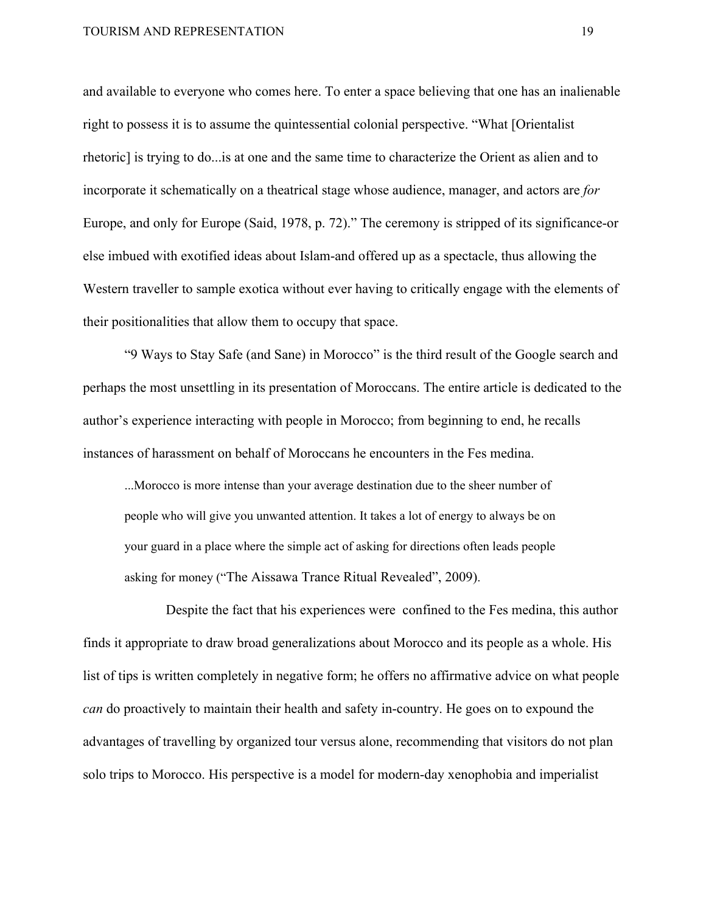and available to everyone who comes here. To enter a space believing that one has an inalienable right to possess it is to assume the quintessential colonial perspective. "What [Orientalist rhetoric] is trying to do...is at one and the same time to characterize the Orient as alien and to incorporate it schematically on a theatrical stage whose audience, manager, and actors are *for* Europe, and only for Europe (Said, 1978, p. 72)." The ceremony is stripped of its significance-or else imbued with exotified ideas about Islam-and offered up as a spectacle, thus allowing the Western traveller to sample exotica without ever having to critically engage with the elements of their positionalities that allow them to occupy that space.

"9 Ways to Stay Safe (and Sane) in Morocco" is the third result of the Google search and perhaps the most unsettling in its presentation of Moroccans. The entire article is dedicated to the author's experience interacting with people in Morocco; from beginning to end, he recalls instances of harassment on behalf of Moroccans he encounters in the Fes medina.

> ...Morocco is more intense than your average destination due to the sheer number of people who will give you unwanted attention. It takes a lot of energy to always be on your guard in a place where the simple act of asking for directions often leads people asking for money ("The Aissawa Trance Ritual Revealed", 2009).

Despite the fact that his experiences were confined to the Fes medina, this author finds it appropriate to draw broad generalizations about Morocco and its people as a whole. His list of tips is written completely in negative form; he offers no affirmative advice on what people *can* do proactively to maintain their health and safety in-country. He goes on to expound the advantages of travelling by organized tour versus alone, recommending that visitors do not plan solo trips to Morocco. His perspective is a model for modern-day xenophobia and imperialist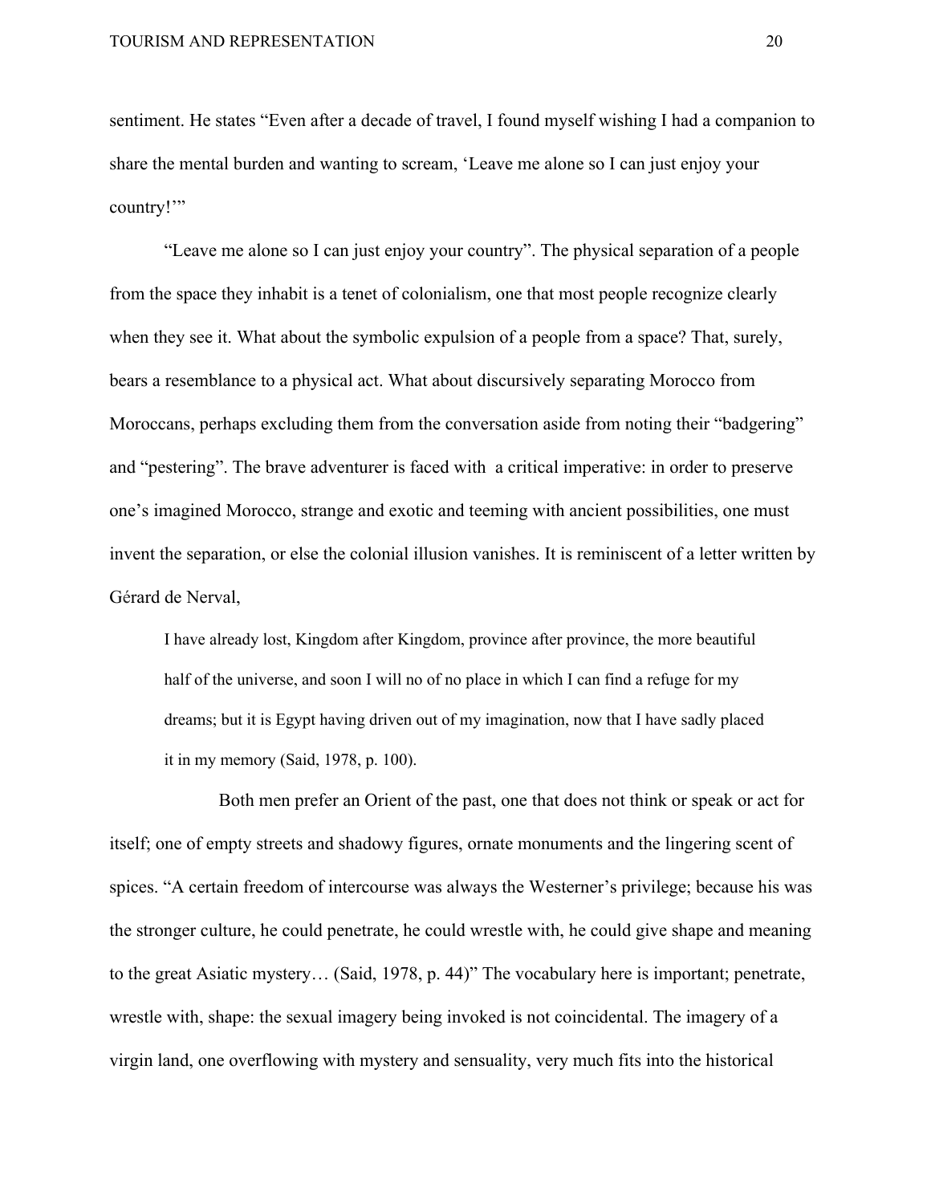sentiment. He states “Even after a decade of travel, I found myself wishing I had a companion to share the mental burden and wanting to scream, ‘Leave me alone so I can just enjoy your country!’”

“Leave me alone so I can just enjoy your country”. The physical separation of a people from the space they inhabit is a tenet of colonialism, one that most people recognize clearly when they see it. What about the symbolic expulsion of a people from a space? That, surely, bears a resemblance to a physical act. What about discursively separating Morocco from Moroccans, perhaps excluding them from the conversation aside from noting their “badgering” and “pestering”. The brave adventurer is faced with a critical imperative: in order to preserve one’s imagined Morocco, strange and exotic and teeming with ancient possibilities, one must invent the separation, or else the colonial illusion vanishes. It is reminiscent of a letter written by Gérard de Nerval,

> I have already lost, Kingdom after Kingdom, province after province, the more beautiful half of the universe, and soon I will no of no place in which I can find a refuge for my dreams; but it is Egypt having driven out of my imagination, now that I have sadly placed it in my memory (Said, 1978, p. 100).

Both men prefer an Orient of the past, one that does not think or speak or act for itself; one of empty streets and shadowy figures, ornate monuments and the lingering scent of spices. “A certain freedom of intercourse was always the Westerner’s privilege; because his was the stronger culture, he could penetrate, he could wrestle with, he could give shape and meaning to the great Asiatic mystery… (Said, 1978, p. 44)” The vocabulary here is important; penetrate, wrestle with, shape: the sexual imagery being invoked is not coincidental. The imagery of a virgin land, one overflowing with mystery and sensuality, very much fits into the historical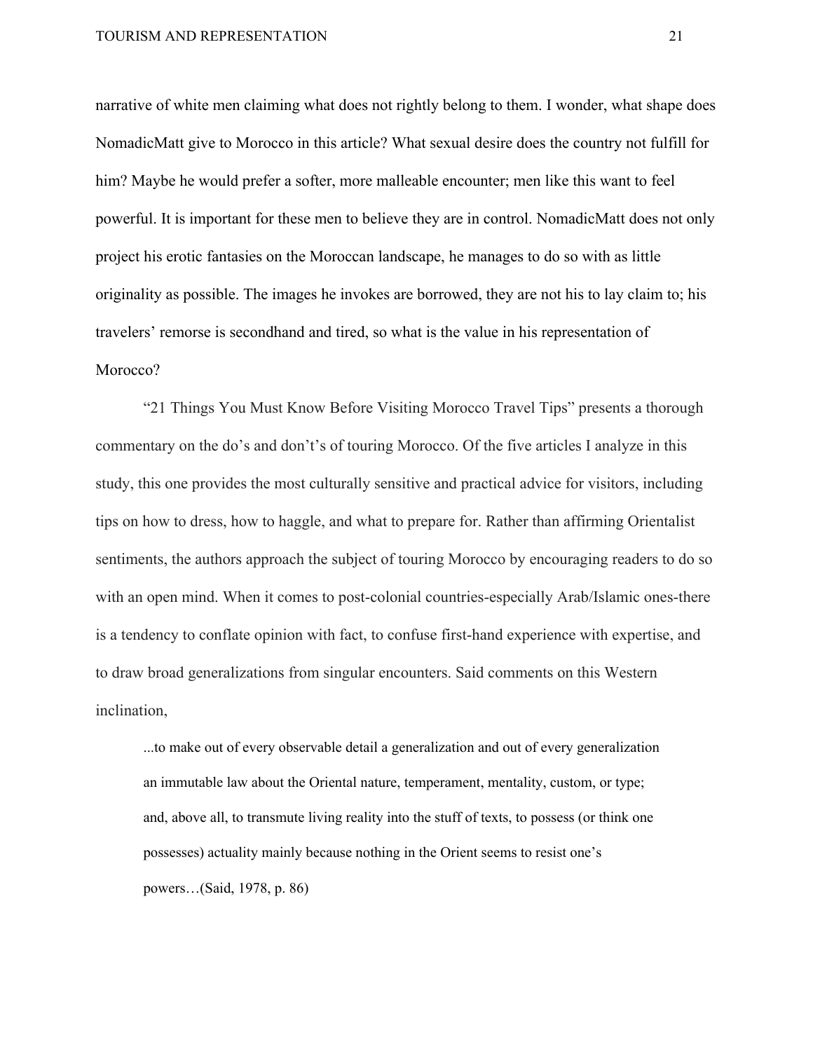narrative of white men claiming what does not rightly belong to them. I wonder, what shape does NomadicMatt give to Morocco in this article? What sexual desire does the country not fulfill for him? Maybe he would prefer a softer, more malleable encounter; men like this want to feel powerful. It is important for these men to believe they are in control. NomadicMatt does not only project his erotic fantasies on the Moroccan landscape, he manages to do so with as little originality as possible. The images he invokes are borrowed, they are not his to lay claim to; his travelers' remorse is secondhand and tired, so what is the value in his representation of Morocco?

"21 Things You Must Know Before Visiting Morocco Travel Tips" presents a thorough commentary on the do's and don't's of touring Morocco. Of the five articles I analyze in this study, this one provides the most culturally sensitive and practical advice for visitors, including tips on how to dress, how to haggle, and what to prepare for. Rather than affirming Orientalist sentiments, the authors approach the subject of touring Morocco by encouraging readers to do so with an open mind. When it comes to post-colonial countries-especially Arab/Islamic ones-there is a tendency to conflate opinion with fact, to confuse first-hand experience with expertise, and to draw broad generalizations from singular encounters. Said comments on this Western inclination,

> ...to make out of every observable detail a generalization and out of every generalization an immutable law about the Oriental nature, temperament, mentality, custom, or type; and, above all, to transmute living reality into the stuff of texts, to possess (or think one possesses) actuality mainly because nothing in the Orient seems to resist one's powers…(Said, 1978, p. 86)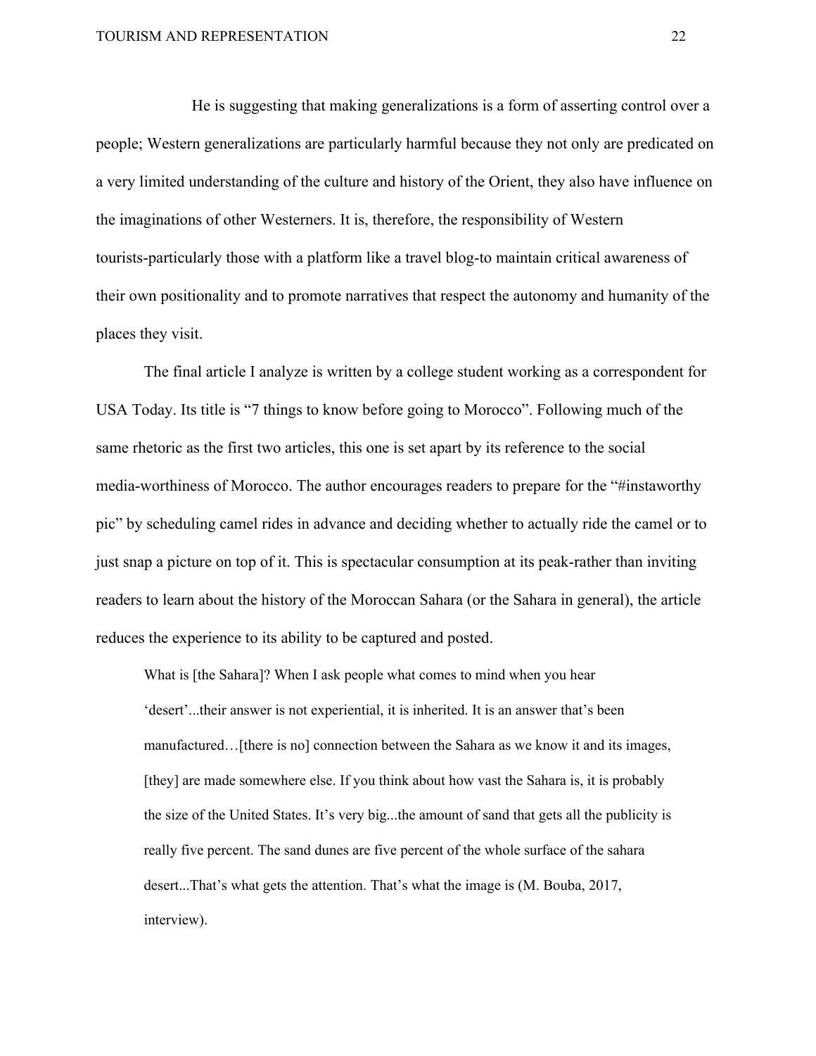He is suggesting that making generalizations is a form of asserting control over a people; Western generalizations are particularly harmful because they not only are predicated on a very limited understanding of the culture and history of the Orient, they also have influence on the imaginations of other Westerners. It is, therefore, the responsibility of Western tourists-particularly those with a platform like a travel blog-to maintain critical awareness of their own positionality and to promote narratives that respect the autonomy and humanity of the places they visit.

The final article I analyze is written by a college student working as a correspondent for USA Today. Its title is "7 things to know before going to Morocco". Following much of the same rhetoric as the first two articles, this one is set apart by its reference to the social media-worthiness of Morocco. The author encourages readers to prepare for the "#instaworthy pic" by scheduling camel rides in advance and deciding whether to actually ride the camel or to just snap a picture on top of it. This is spectacular consumption at its peak-rather than inviting readers to learn about the history of the Moroccan Sahara (or the Sahara in general), the article reduces the experience to its ability to be captured and posted.

> What is [the Sahara]? When I ask people what comes to mind when you hear 'desert'...their answer is not experiential, it is inherited. It is an answer that's been manufactured…[there is no] connection between the Sahara as we know it and its images, [they] are made somewhere else. If you think about how vast the Sahara is, it is probably the size of the United States. It's very big...the amount of sand that gets all the publicity is really five percent. The sand dunes are five percent of the whole surface of the sahara desert...That's what gets the attention. That's what the image is (M. Bouba, 2017, interview).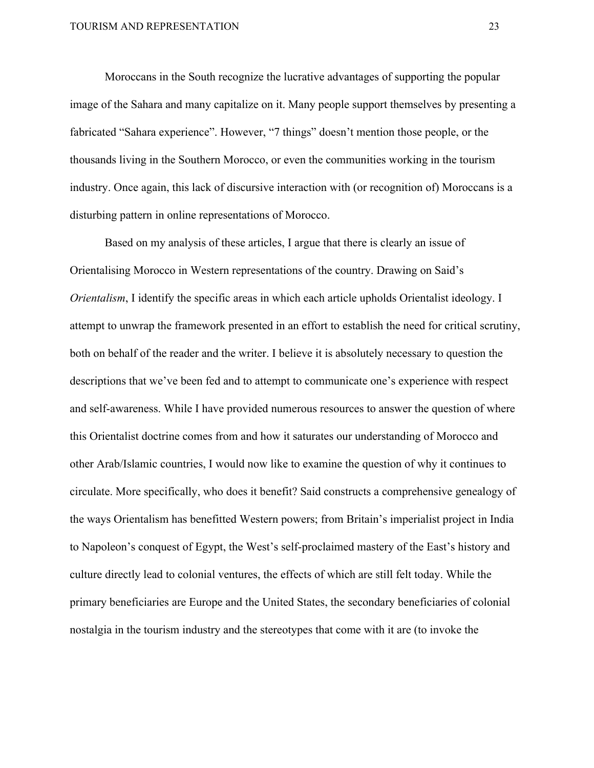Moroccans in the South recognize the lucrative advantages of supporting the popular image of the Sahara and many capitalize on it. Many people support themselves by presenting a fabricated "Sahara experience". However, "7 things" doesn't mention those people, or the thousands living in the Southern Morocco, or even the communities working in the tourism industry. Once again, this lack of discursive interaction with (or recognition of) Moroccans is a disturbing pattern in online representations of Morocco.

Based on my analysis of these articles, I argue that there is clearly an issue of Orientalising Morocco in Western representations of the country. Drawing on Said's *Orientalism*, I identify the specific areas in which each article upholds Orientalist ideology. I attempt to unwrap the framework presented in an effort to establish the need for critical scrutiny, both on behalf of the reader and the writer. I believe it is absolutely necessary to question the descriptions that we've been fed and to attempt to communicate one's experience with respect and self-awareness. While I have provided numerous resources to answer the question of where this Orientalist doctrine comes from and how it saturates our understanding of Morocco and other Arab/Islamic countries, I would now like to examine the question of why it continues to circulate. More specifically, who does it benefit? Said constructs a comprehensive genealogy of the ways Orientalism has benefitted Western powers; from Britain's imperialist project in India to Napoleon's conquest of Egypt, the West's self-proclaimed mastery of the East's history and culture directly lead to colonial ventures, the effects of which are still felt today. While the primary beneficiaries are Europe and the United States, the secondary beneficiaries of colonial nostalgia in the tourism industry and the stereotypes that come with it are (to invoke the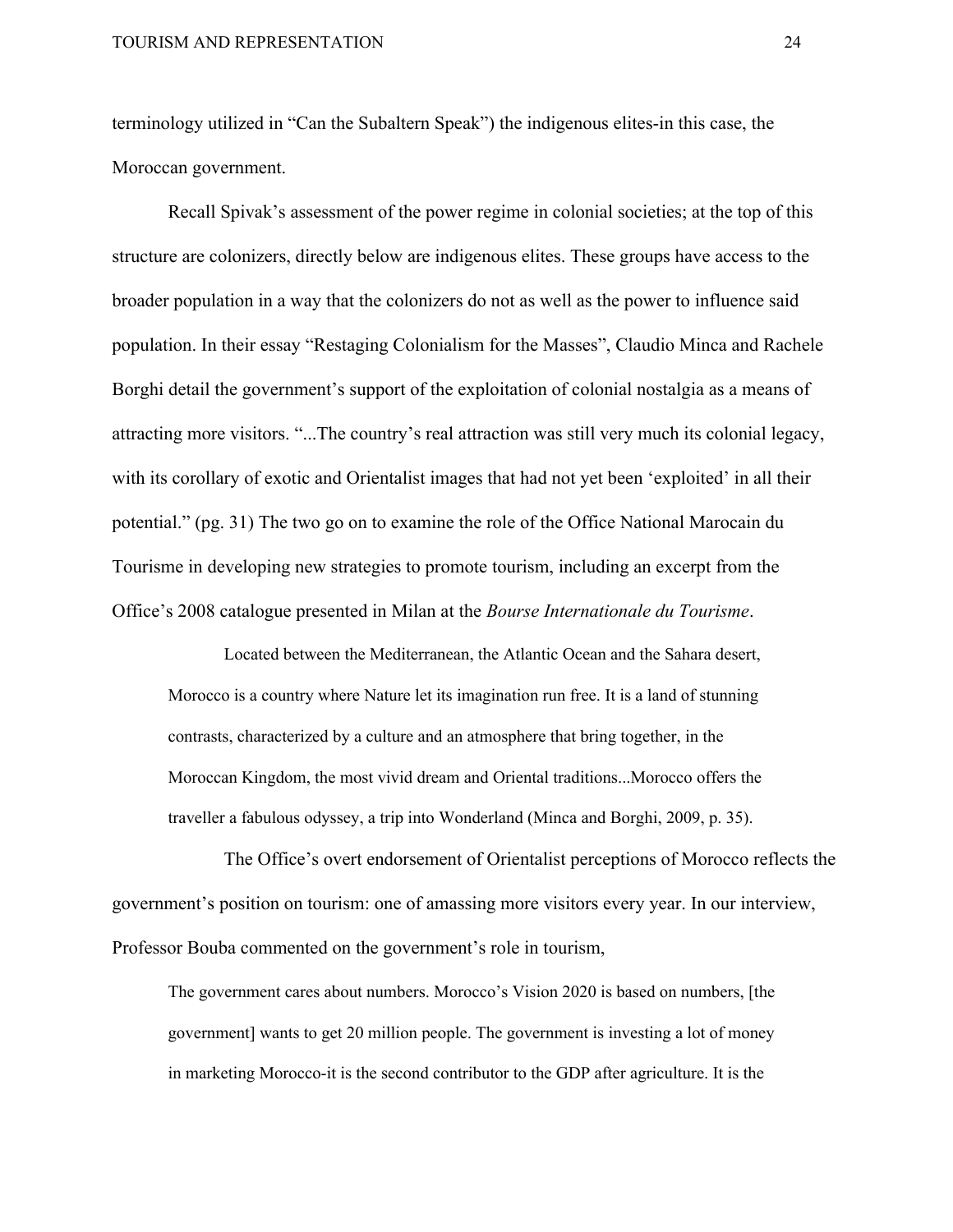terminology utilized in "Can the Subaltern Speak") the indigenous elites-in this case, the Moroccan government.

Recall Spivak's assessment of the power regime in colonial societies; at the top of this structure are colonizers, directly below are indigenous elites. These groups have access to the broader population in a way that the colonizers do not as well as the power to influence said population. In their essay "Restaging Colonialism for the Masses", Claudio Minca and Rachele Borghi detail the government's support of the exploitation of colonial nostalgia as a means of attracting more visitors. "...The country's real attraction was still very much its colonial legacy, with its corollary of exotic and Orientalist images that had not yet been 'exploited' in all their potential." (pg. 31) The two go on to examine the role of the Office National Marocain du Tourisme in developing new strategies to promote tourism, including an excerpt from the Office's 2008 catalogue presented in Milan at the *Bourse Internationale du Tourisme*.

> Located between the Mediterranean, the Atlantic Ocean and the Sahara desert, Morocco is a country where Nature let its imagination run free. It is a land of stunning contrasts, characterized by a culture and an atmosphere that bring together, in the Moroccan Kingdom, the most vivid dream and Oriental traditions...Morocco offers the traveller a fabulous odyssey, a trip into Wonderland (Minca and Borghi, 2009, p. 35).

The Office's overt endorsement of Orientalist perceptions of Morocco reflects the government's position on tourism: one of amassing more visitors every year. In our interview, Professor Bouba commented on the government's role in tourism,

> The government cares about numbers. Morocco's Vision 2020 is based on numbers, [the government] wants to get 20 million people. The government is investing a lot of money in marketing Morocco-it is the second contributor to the GDP after agriculture. It is the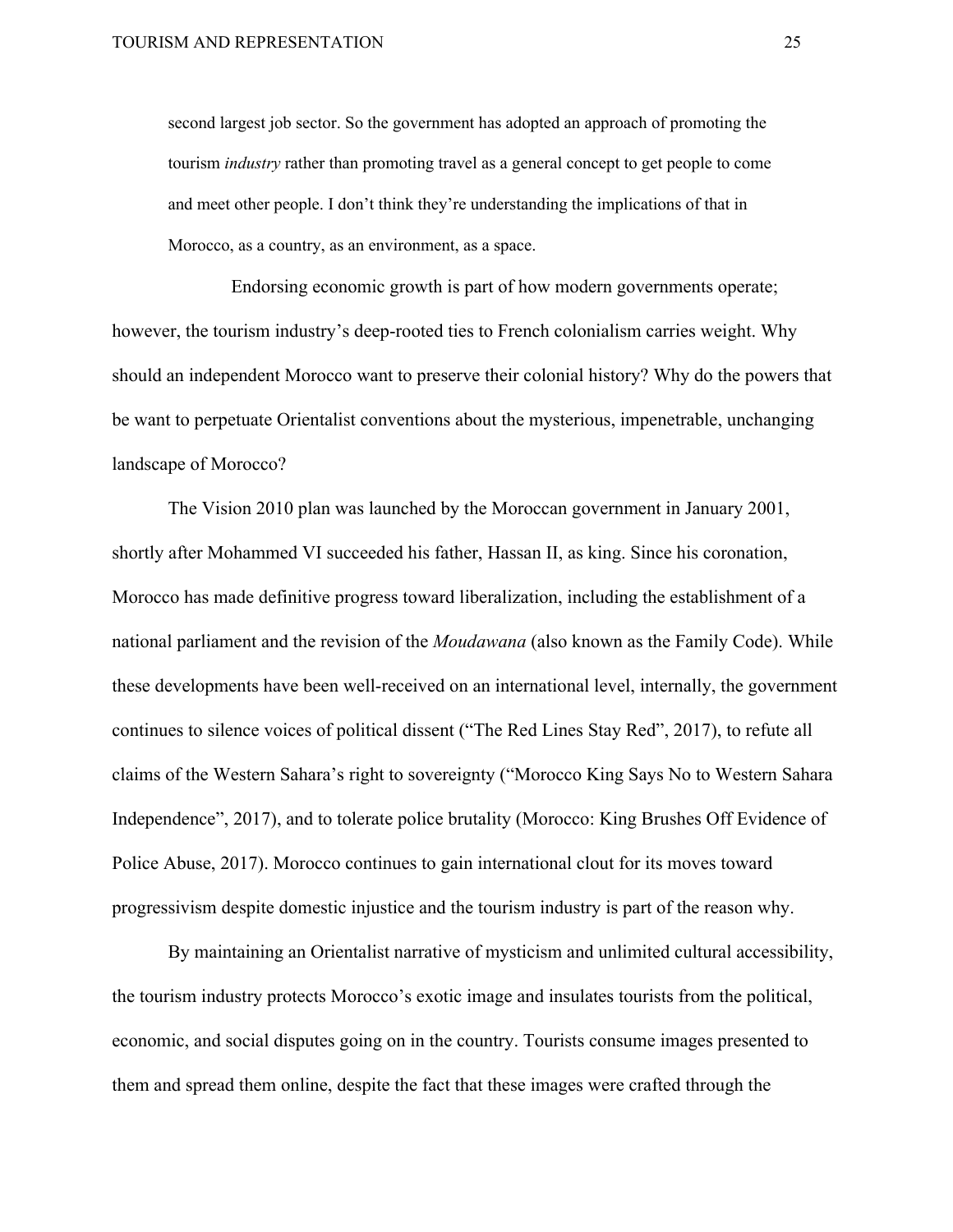> second largest job sector. So the government has adopted an approach of promoting the tourism *industry* rather than promoting travel as a general concept to get people to come and meet other people. I don't think they're understanding the implications of that in Morocco, as a country, as an environment, as a space.

Endorsing economic growth is part of how modern governments operate; however, the tourism industry's deep-rooted ties to French colonialism carries weight. Why should an independent Morocco want to preserve their colonial history? Why do the powers that be want to perpetuate Orientalist conventions about the mysterious, impenetrable, unchanging landscape of Morocco?

The Vision 2010 plan was launched by the Moroccan government in January 2001, shortly after Mohammed VI succeeded his father, Hassan II, as king. Since his coronation, Morocco has made definitive progress toward liberalization, including the establishment of a national parliament and the revision of the *Moudawana* (also known as the Family Code). While these developments have been well-received on an international level, internally, the government continues to silence voices of political dissent ("The Red Lines Stay Red", 2017), to refute all claims of the Western Sahara's right to sovereignty ("Morocco King Says No to Western Sahara Independence", 2017), and to tolerate police brutality (Morocco: King Brushes Off Evidence of Police Abuse, 2017). Morocco continues to gain international clout for its moves toward progressivism despite domestic injustice and the tourism industry is part of the reason why.

By maintaining an Orientalist narrative of mysticism and unlimited cultural accessibility, the tourism industry protects Morocco's exotic image and insulates tourists from the political, economic, and social disputes going on in the country. Tourists consume images presented to them and spread them online, despite the fact that these images were crafted through the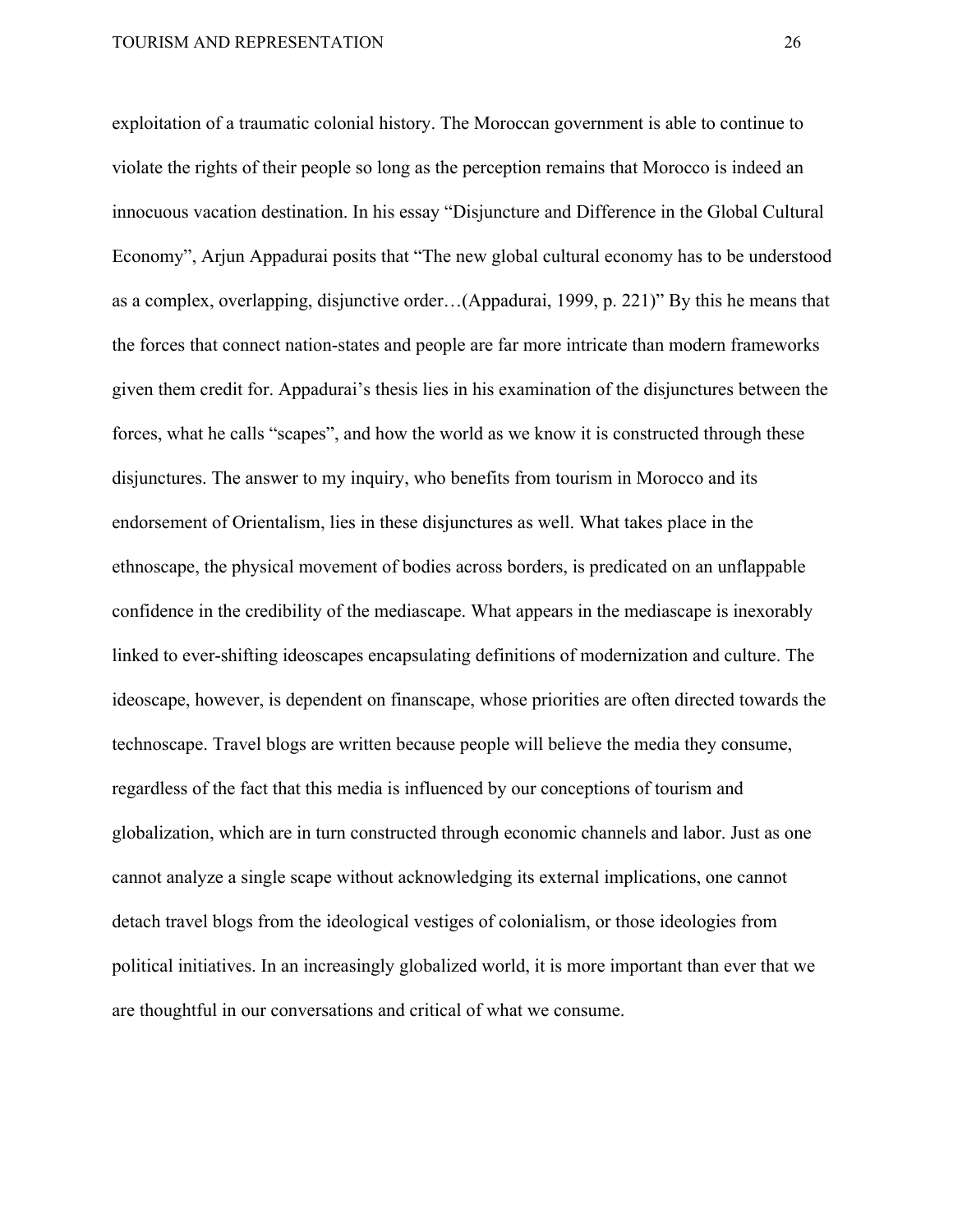exploitation of a traumatic colonial history. The Moroccan government is able to continue to violate the rights of their people so long as the perception remains that Morocco is indeed an innocuous vacation destination. In his essay "Disjuncture and Difference in the Global Cultural Economy", Arjun Appadurai posits that "The new global cultural economy has to be understood as a complex, overlapping, disjunctive order…(Appadurai, 1999, p. 221)" By this he means that the forces that connect nation-states and people are far more intricate than modern frameworks given them credit for. Appadurai's thesis lies in his examination of the disjunctures between the forces, what he calls "scapes", and how the world as we know it is constructed through these disjunctures. The answer to my inquiry, who benefits from tourism in Morocco and its endorsement of Orientalism, lies in these disjunctures as well. What takes place in the ethnoscape, the physical movement of bodies across borders, is predicated on an unflappable confidence in the credibility of the mediascape. What appears in the mediascape is inexorably linked to ever-shifting ideoscapes encapsulating definitions of modernization and culture. The ideoscape, however, is dependent on finanscape, whose priorities are often directed towards the technoscape. Travel blogs are written because people will believe the media they consume, regardless of the fact that this media is influenced by our conceptions of tourism and globalization, which are in turn constructed through economic channels and labor. Just as one cannot analyze a single scape without acknowledging its external implications, one cannot detach travel blogs from the ideological vestiges of colonialism, or those ideologies from political initiatives. In an increasingly globalized world, it is more important than ever that we are thoughtful in our conversations and critical of what we consume.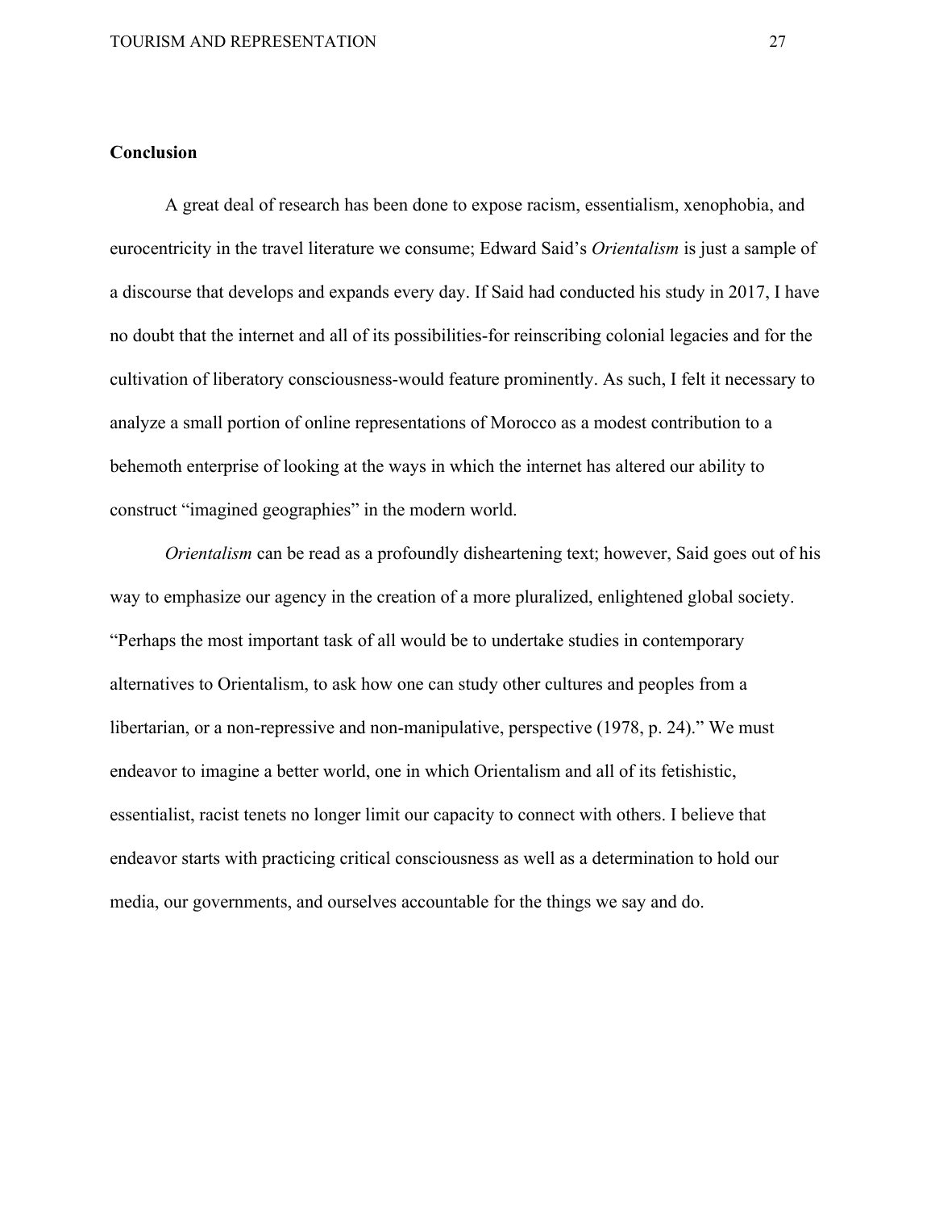## Conclusion

A great deal of research has been done to expose racism, essentialism, xenophobia, and eurocentricity in the travel literature we consume; Edward Said's *Orientalism* is just a sample of a discourse that develops and expands every day. If Said had conducted his study in 2017, I have no doubt that the internet and all of its possibilities-for reinscribing colonial legacies and for the cultivation of liberatory consciousness-would feature prominently. As such, I felt it necessary to analyze a small portion of online representations of Morocco as a modest contribution to a behemoth enterprise of looking at the ways in which the internet has altered our ability to construct "imagined geographies" in the modern world.

*Orientalism* can be read as a profoundly disheartening text; however, Said goes out of his way to emphasize our agency in the creation of a more pluralized, enlightened global society. "Perhaps the most important task of all would be to undertake studies in contemporary alternatives to Orientalism, to ask how one can study other cultures and peoples from a libertarian, or a non-repressive and non-manipulative, perspective (1978, p. 24)." We must endeavor to imagine a better world, one in which Orientalism and all of its fetishistic, essentialist, racist tenets no longer limit our capacity to connect with others. I believe that endeavor starts with practicing critical consciousness as well as a determination to hold our media, our governments, and ourselves accountable for the things we say and do.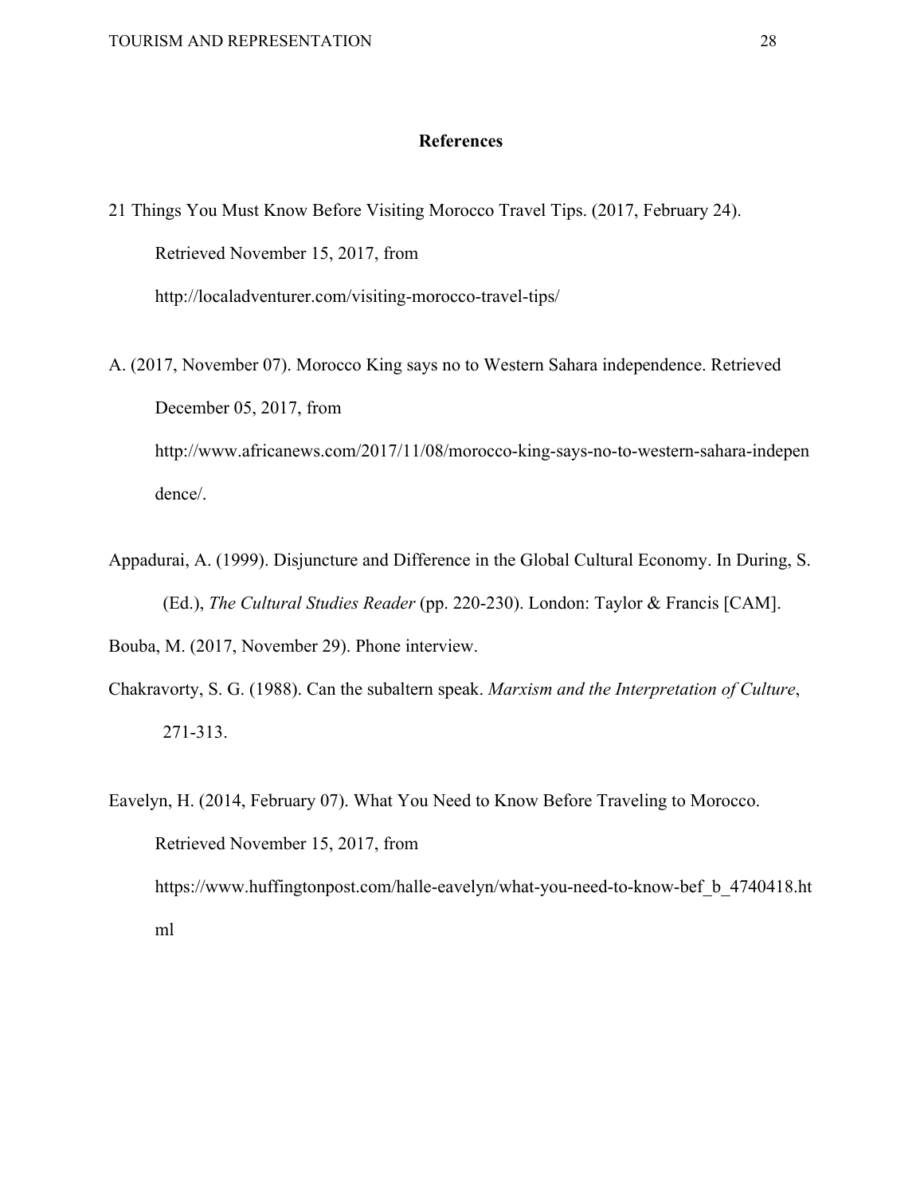# References

21 Things You Must Know Before Visiting Morocco Travel Tips. (2017, February 24). Retrieved November 15, 2017, from http://localadventurer.com/visiting-morocco-travel-tips/

A. (2017, November 07). Morocco King says no to Western Sahara independence. Retrieved December 05, 2017, from http://www.africanews.com/2017/11/08/morocco-king-says-no-to-western-sahara-independence/.

Appadurai, A. (1999). Disjuncture and Difference in the Global Cultural Economy. In During, S. (Ed.), *The Cultural Studies Reader* (pp. 220-230). London: Taylor & Francis [CAM].

Bouba, M. (2017, November 29). Phone interview.

Chakravorty, S. G. (1988). Can the subaltern speak. *Marxism and the Interpretation of Culture*, 271-313.

Eavelyn, H. (2014, February 07). What You Need to Know Before Traveling to Morocco. Retrieved November 15, 2017, from https://www.huffingtonpost.com/halle-eavelyn/what-you-need-to-know-bef_b_4740418.html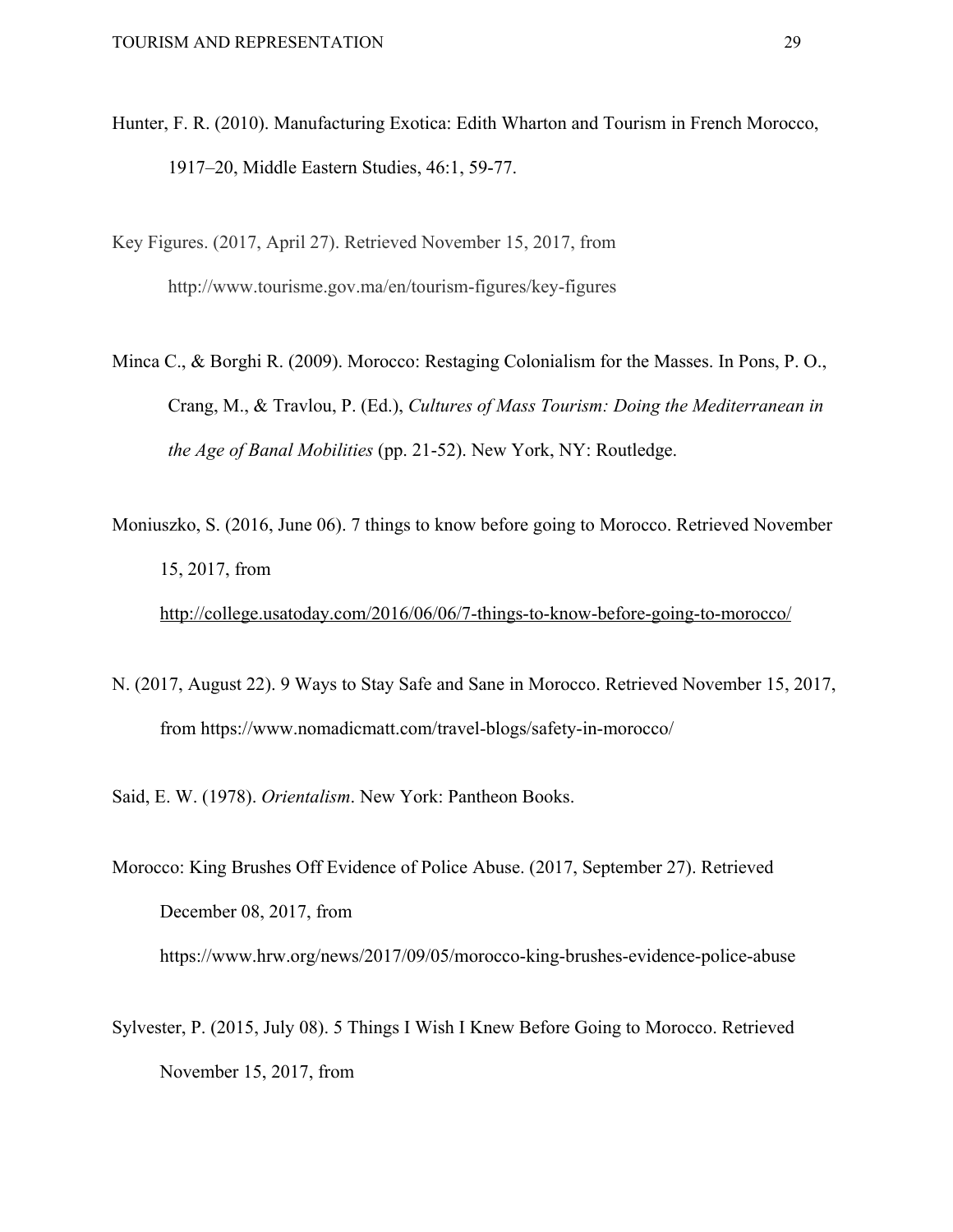Hunter, F. R. (2010). Manufacturing Exotica: Edith Wharton and Tourism in French Morocco, 1917–20, Middle Eastern Studies, 46:1, 59-77.

Key Figures. (2017, April 27). Retrieved November 15, 2017, from http://www.tourisme.gov.ma/en/tourism-figures/key-figures

Minca C., & Borghi R. (2009). Morocco: Restaging Colonialism for the Masses. In Pons, P. O., Crang, M., & Travlou, P. (Ed.), *Cultures of Mass Tourism: Doing the Mediterranean in the Age of Banal Mobilities* (pp. 21-52). New York, NY: Routledge.

Moniuszko, S. (2016, June 06). 7 things to know before going to Morocco. Retrieved November 15, 2017, from http://college.usatoday.com/2016/06/06/7-things-to-know-before-going-to-morocco/

N. (2017, August 22). 9 Ways to Stay Safe and Sane in Morocco. Retrieved November 15, 2017, from https://www.nomadicmatt.com/travel-blogs/safety-in-morocco/

Said, E. W. (1978). *Orientalism*. New York: Pantheon Books.

Morocco: King Brushes Off Evidence of Police Abuse. (2017, September 27). Retrieved December 08, 2017, from https://www.hrw.org/news/2017/09/05/morocco-king-brushes-evidence-police-abuse

Sylvester, P. (2015, July 08). 5 Things I Wish I Knew Before Going to Morocco. Retrieved November 15, 2017, from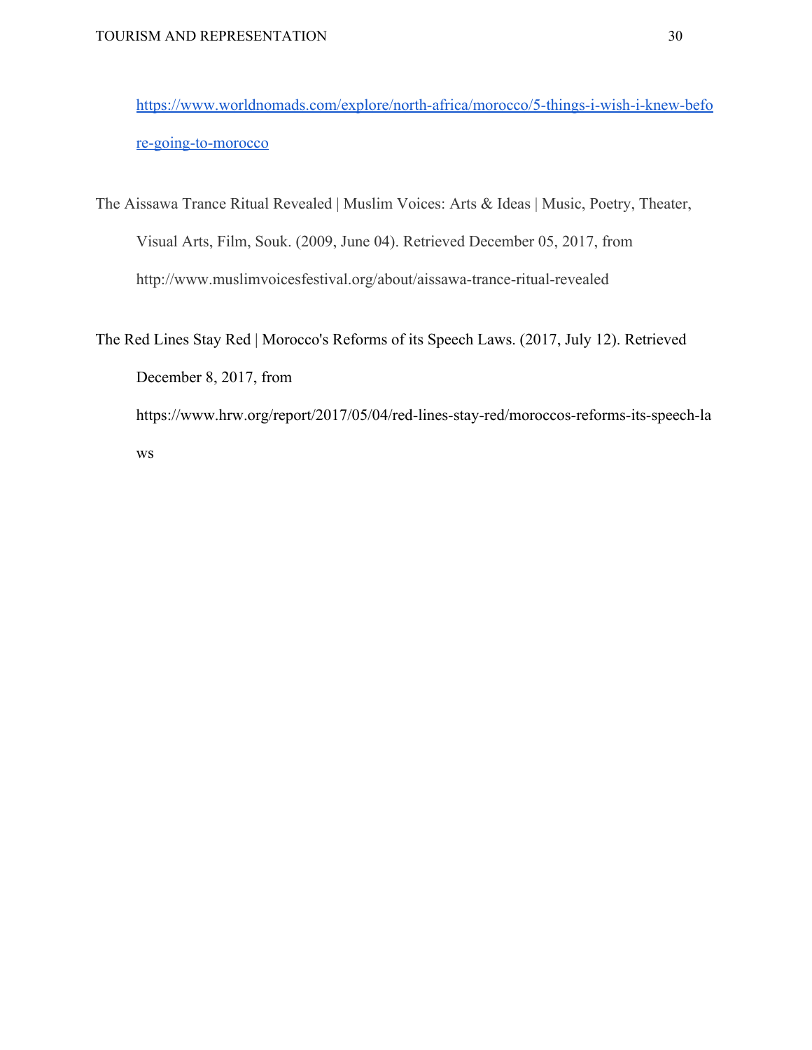https://www.worldnomads.com/explore/north-africa/morocco/5-things-i-wish-i-knew-before-going-to-morocco

The Aissawa Trance Ritual Revealed | Muslim Voices: Arts & Ideas | Music, Poetry, Theater, Visual Arts, Film, Souk. (2009, June 04). Retrieved December 05, 2017, from http://www.muslimvoicesfestival.org/about/aissawa-trance-ritual-revealed

The Red Lines Stay Red | Morocco's Reforms of its Speech Laws. (2017, July 12). Retrieved December 8, 2017, from https://www.hrw.org/report/2017/05/04/red-lines-stay-red/moroccos-reforms-its-speech-laws